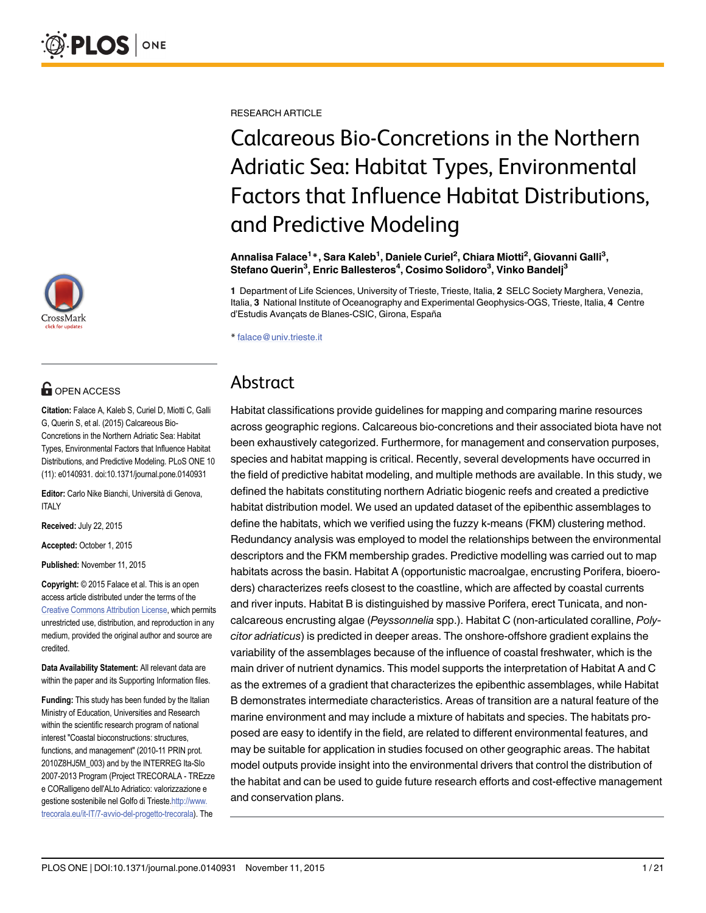RESEARCH ARTICLE

# Calcareous Bio-Concretions in the Northern Adriatic Sea: Habitat Types, Environmental Factors that Influence Habitat Distributions, and Predictive Modeling

**Annalisa Falace[1]*, Sara Kaleb[1], Daniele Curiel[2], Chiara Miotti[2], Giovanni Galli[3], Stefano Querin[3], Enric Ballesteros[4], Cosimo Solidoro[3], Vinko Bandelj[3]**

**1** Department of Life Sciences, University of Trieste, Trieste, Italia, **2** SELC Society Marghera, Venezia, Italia, **3** National Institute of Oceanography and Experimental Geophysics-OGS, Trieste, Italia, **4** Centre d'Estudis Avançats de Blanes-CSIC, Girona, España

* falace@univ.trieste.it

OPEN ACCESS

**Citation:** Falace A, Kaleb S, Curiel D, Miotti C, Galli G, Querin S, et al. (2015) Calcareous Bio-Concretions in the Northern Adriatic Sea: Habitat Types, Environmental Factors that Influence Habitat Distributions, and Predictive Modeling. PLoS ONE 10 (11): e0140931. doi:10.1371/journal.pone.0140931

**Editor:** Carlo Nike Bianchi, Università di Genova, ITALY

**Received:** July 22, 2015

**Accepted:** October 1, 2015

**Published:** November 11, 2015

**Copyright:** © 2015 Falace et al. This is an open access article distributed under the terms of the Creative Commons Attribution License, which permits unrestricted use, distribution, and reproduction in any medium, provided the original author and source are credited.

**Data Availability Statement:** All relevant data are within the paper and its Supporting Information files.

**Funding:** This study has been funded by the Italian Ministry of Education, Universities and Research within the scientific research program of national interest "Coastal bioconstructions: structures, functions, and management" (2010-11 PRIN prot. 2010Z8HJ5M_003) and by the INTERREG Ita-Slo 2007-2013 Program (Project TRECORALA - TREzze e CORalligeno dell'ALto Adriatico: valorizzazione e gestione sostenibile nel Golfo di Trieste.http://www.trecorala.eu/it-IT/7-avvio-del-progetto-trecorala). The

## Abstract

Habitat classifications provide guidelines for mapping and comparing marine resources across geographic regions. Calcareous bio-concretions and their associated biota have not been exhaustively categorized. Furthermore, for management and conservation purposes, species and habitat mapping is critical. Recently, several developments have occurred in the field of predictive habitat modeling, and multiple methods are available. In this study, we defined the habitats constituting northern Adriatic biogenic reefs and created a predictive habitat distribution model. We used an updated dataset of the epibenthic assemblages to define the habitats, which we verified using the fuzzy k-means (FKM) clustering method. Redundancy analysis was employed to model the relationships between the environmental descriptors and the FKM membership grades. Predictive modelling was carried out to map habitats across the basin. Habitat A (opportunistic macroalgae, encrusting Porifera, bioeroders) characterizes reefs closest to the coastline, which are affected by coastal currents and river inputs. Habitat B is distinguished by massive Porifera, erect Tunicata, and non-calcareous encrusting algae (*Peyssonnelia* spp.). Habitat C (non-articulated coralline, *Polycitor adriaticus*) is predicted in deeper areas. The onshore-offshore gradient explains the variability of the assemblages because of the influence of coastal freshwater, which is the main driver of nutrient dynamics. This model supports the interpretation of Habitat A and C as the extremes of a gradient that characterizes the epibenthic assemblages, while Habitat B demonstrates intermediate characteristics. Areas of transition are a natural feature of the marine environment and may include a mixture of habitats and species. The habitats proposed are easy to identify in the field, are related to different environmental features, and may be suitable for application in studies focused on other geographic areas. The habitat model outputs provide insight into the environmental drivers that control the distribution of the habitat and can be used to guide future research efforts and cost-effective management and conservation plans.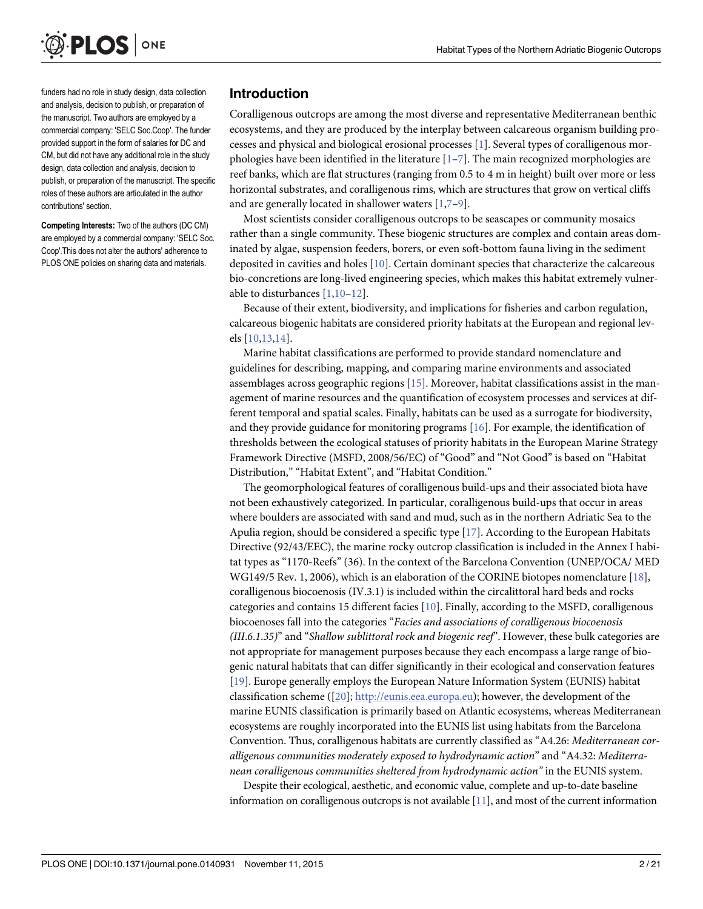funders had no role in study design, data collection and analysis, decision to publish, or preparation of the manuscript. Two authors are employed by a commercial company: 'SELC Soc.Coop'. The funder provided support in the form of salaries for DC and CM, but did not have any additional role in the study design, data collection and analysis, decision to publish, or preparation of the manuscript. The specific roles of these authors are articulated in the author contributions' section.

**Competing Interests:** Two of the authors (DC CM) are employed by a commercial company: 'SELC Soc. Coop'.This does not alter the authors' adherence to PLOS ONE policies on sharing data and materials.

## Introduction

Coralligenous outcrops are among the most diverse and representative Mediterranean benthic ecosystems, and they are produced by the interplay between calcareous organism building processes and physical and biological erosional processes [1]. Several types of coralligenous morphologies have been identified in the literature [1–7]. The main recognized morphologies are reef banks, which are flat structures (ranging from 0.5 to 4 m in height) built over more or less horizontal substrates, and coralligenous rims, which are structures that grow on vertical cliffs and are generally located in shallower waters [1,7–9].

Most scientists consider coralligenous outcrops to be seascapes or community mosaics rather than a single community. These biogenic structures are complex and contain areas dominated by algae, suspension feeders, borers, or even soft-bottom fauna living in the sediment deposited in cavities and holes [10]. Certain dominant species that characterize the calcareous bio-concretions are long-lived engineering species, which makes this habitat extremely vulnerable to disturbances [1,10–12].

Because of their extent, biodiversity, and implications for fisheries and carbon regulation, calcareous biogenic habitats are considered priority habitats at the European and regional levels [10,13,14].

Marine habitat classifications are performed to provide standard nomenclature and guidelines for describing, mapping, and comparing marine environments and associated assemblages across geographic regions [15]. Moreover, habitat classifications assist in the management of marine resources and the quantification of ecosystem processes and services at different temporal and spatial scales. Finally, habitats can be used as a surrogate for biodiversity, and they provide guidance for monitoring programs [16]. For example, the identification of thresholds between the ecological statuses of priority habitats in the European Marine Strategy Framework Directive (MSFD, 2008/56/EC) of "Good" and "Not Good" is based on "Habitat Distribution," "Habitat Extent", and "Habitat Condition."

The geomorphological features of coralligenous build-ups and their associated biota have not been exhaustively categorized. In particular, coralligenous build-ups that occur in areas where boulders are associated with sand and mud, such as in the northern Adriatic Sea to the Apulia region, should be considered a specific type [17]. According to the European Habitats Directive (92/43/EEC), the marine rocky outcrop classification is included in the Annex I habitat types as "1170-Reefs" (36). In the context of the Barcelona Convention (UNEP/OCA/ MED WG149/5 Rev. 1, 2006), which is an elaboration of the CORINE biotopes nomenclature [18], coralligenous biocoenosis (IV.3.1) is included within the circalittoral hard beds and rocks categories and contains 15 different facies [10]. Finally, according to the MSFD, coralligenous biocoenoses fall into the categories "*Facies and associations of coralligenous biocoenosis (III.6.1.35)*" and "*Shallow sublittoral rock and biogenic reef*". However, these bulk categories are not appropriate for management purposes because they each encompass a large range of biogenic natural habitats that can differ significantly in their ecological and conservation features [19]. Europe generally employs the European Nature Information System (EUNIS) habitat classification scheme ([20]; http://eunis.eea.europa.eu); however, the development of the marine EUNIS classification is primarily based on Atlantic ecosystems, whereas Mediterranean ecosystems are roughly incorporated into the EUNIS list using habitats from the Barcelona Convention. Thus, coralligenous habitats are currently classified as "A4.26: *Mediterranean coralligenous communities moderately exposed to hydrodynamic action*" and "A4.32: *Mediterranean coralligenous communities sheltered from hydrodynamic action"* in the EUNIS system.

Despite their ecological, aesthetic, and economic value, complete and up-to-date baseline information on coralligenous outcrops is not available [11], and most of the current information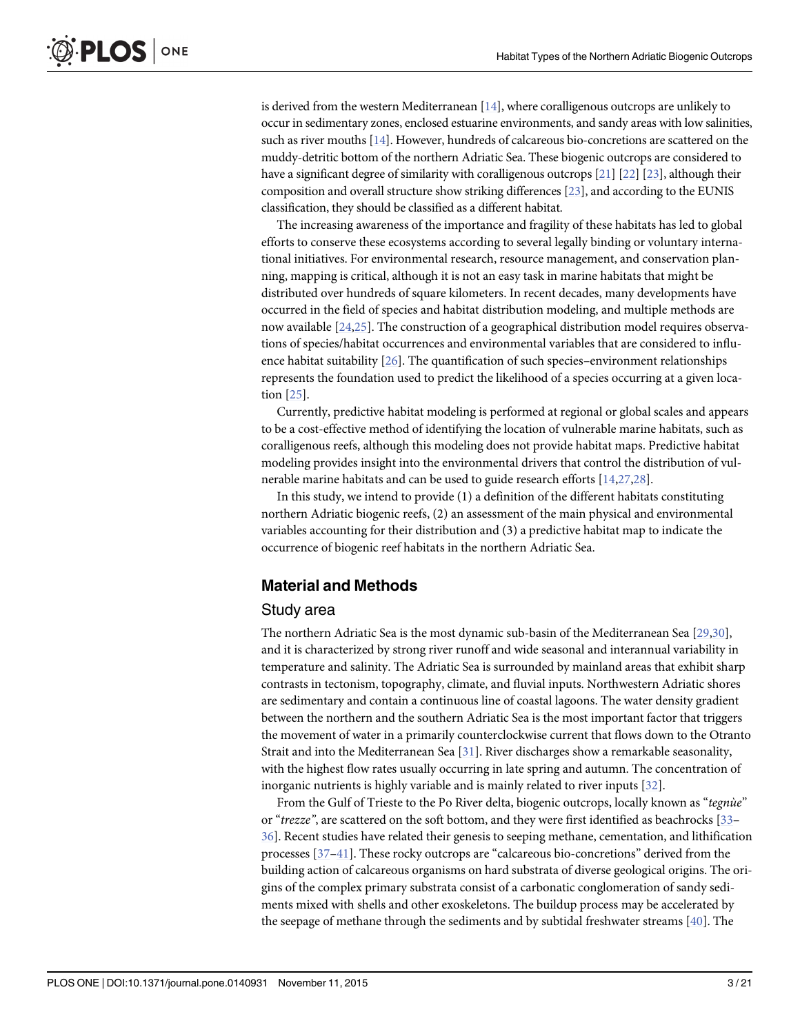is derived from the western Mediterranean [14], where coralligenous outcrops are unlikely to occur in sedimentary zones, enclosed estuarine environments, and sandy areas with low salinities, such as river mouths [14]. However, hundreds of calcareous bio-concretions are scattered on the muddy-detritic bottom of the northern Adriatic Sea. These biogenic outcrops are considered to have a significant degree of similarity with coralligenous outcrops [21] [22] [23], although their composition and overall structure show striking differences [23], and according to the EUNIS classification, they should be classified as a different habitat.

The increasing awareness of the importance and fragility of these habitats has led to global efforts to conserve these ecosystems according to several legally binding or voluntary international initiatives. For environmental research, resource management, and conservation planning, mapping is critical, although it is not an easy task in marine habitats that might be distributed over hundreds of square kilometers. In recent decades, many developments have occurred in the field of species and habitat distribution modeling, and multiple methods are now available [24,25]. The construction of a geographical distribution model requires observations of species/habitat occurrences and environmental variables that are considered to influence habitat suitability [26]. The quantification of such species–environment relationships represents the foundation used to predict the likelihood of a species occurring at a given location [25].

Currently, predictive habitat modeling is performed at regional or global scales and appears to be a cost-effective method of identifying the location of vulnerable marine habitats, such as coralligenous reefs, although this modeling does not provide habitat maps. Predictive habitat modeling provides insight into the environmental drivers that control the distribution of vulnerable marine habitats and can be used to guide research efforts [14,27,28].

In this study, we intend to provide (1) a definition of the different habitats constituting northern Adriatic biogenic reefs, (2) an assessment of the main physical and environmental variables accounting for their distribution and (3) a predictive habitat map to indicate the occurrence of biogenic reef habitats in the northern Adriatic Sea.

## Material and Methods

### Study area

The northern Adriatic Sea is the most dynamic sub-basin of the Mediterranean Sea [29,30], and it is characterized by strong river runoff and wide seasonal and interannual variability in temperature and salinity. The Adriatic Sea is surrounded by mainland areas that exhibit sharp contrasts in tectonism, topography, climate, and fluvial inputs. Northwestern Adriatic shores are sedimentary and contain a continuous line of coastal lagoons. The water density gradient between the northern and the southern Adriatic Sea is the most important factor that triggers the movement of water in a primarily counterclockwise current that flows down to the Otranto Strait and into the Mediterranean Sea [31]. River discharges show a remarkable seasonality, with the highest flow rates usually occurring in late spring and autumn. The concentration of inorganic nutrients is highly variable and is mainly related to river inputs [32].

From the Gulf of Trieste to the Po River delta, biogenic outcrops, locally known as "*tegnùe*" or "*trezze*", are scattered on the soft bottom, and they were first identified as beachrocks [33–36]. Recent studies have related their genesis to seeping methane, cementation, and lithification processes [37–41]. These rocky outcrops are "calcareous bio-concretions" derived from the building action of calcareous organisms on hard substrata of diverse geological origins. The origins of the complex primary substrata consist of a carbonatic conglomeration of sandy sediments mixed with shells and other exoskeletons. The buildup process may be accelerated by the seepage of methane through the sediments and by subtidal freshwater streams [40]. The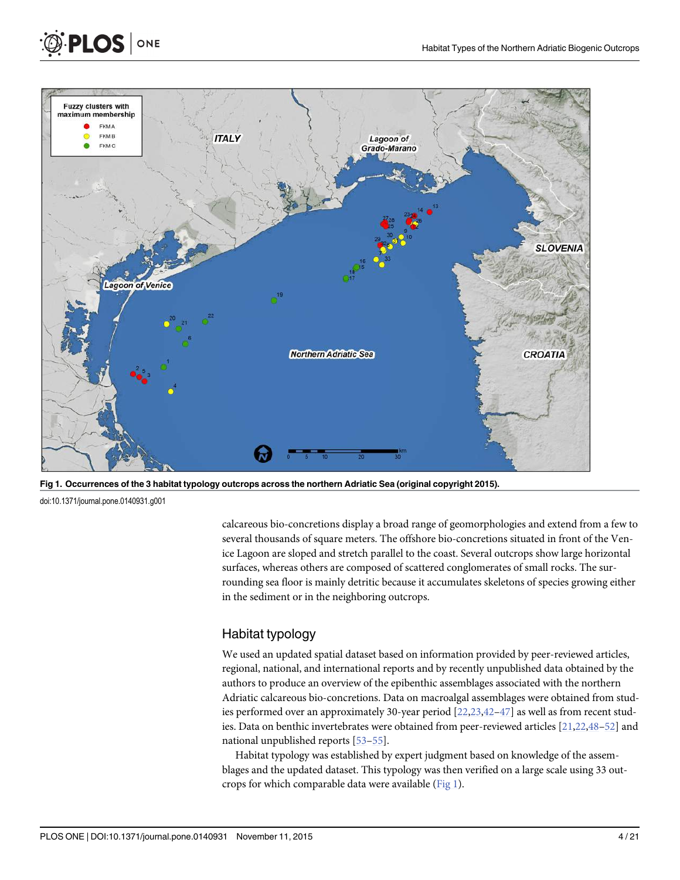Fig 1. Occurrences of the 3 habitat typology outcrops across the northern Adriatic Sea (original copyright 2015).

doi:10.1371/journal.pone.0140931.g001

calcareous bio-concretions display a broad range of geomorphologies and extend from a few to several thousands of square meters. The offshore bio-concretions situated in front of the Venice Lagoon are sloped and stretch parallel to the coast. Several outcrops show large horizontal surfaces, whereas others are composed of scattered conglomerates of small rocks. The surrounding sea floor is mainly detritic because it accumulates skeletons of species growing either in the sediment or in the neighboring outcrops.

## Habitat typology

We used an updated spatial dataset based on information provided by peer-reviewed articles, regional, national, and international reports and by recently unpublished data obtained by the authors to produce an overview of the epibenthic assemblages associated with the northern Adriatic calcareous bio-concretions. Data on macroalgal assemblages were obtained from studies performed over an approximately 30-year period [22,23,42–47] as well as from recent studies. Data on benthic invertebrates were obtained from peer-reviewed articles [21,22,48–52] and national unpublished reports [53–55].

Habitat typology was established by expert judgment based on knowledge of the assemblages and the updated dataset. This typology was then verified on a large scale using 33 outcrops for which comparable data were available (Fig 1).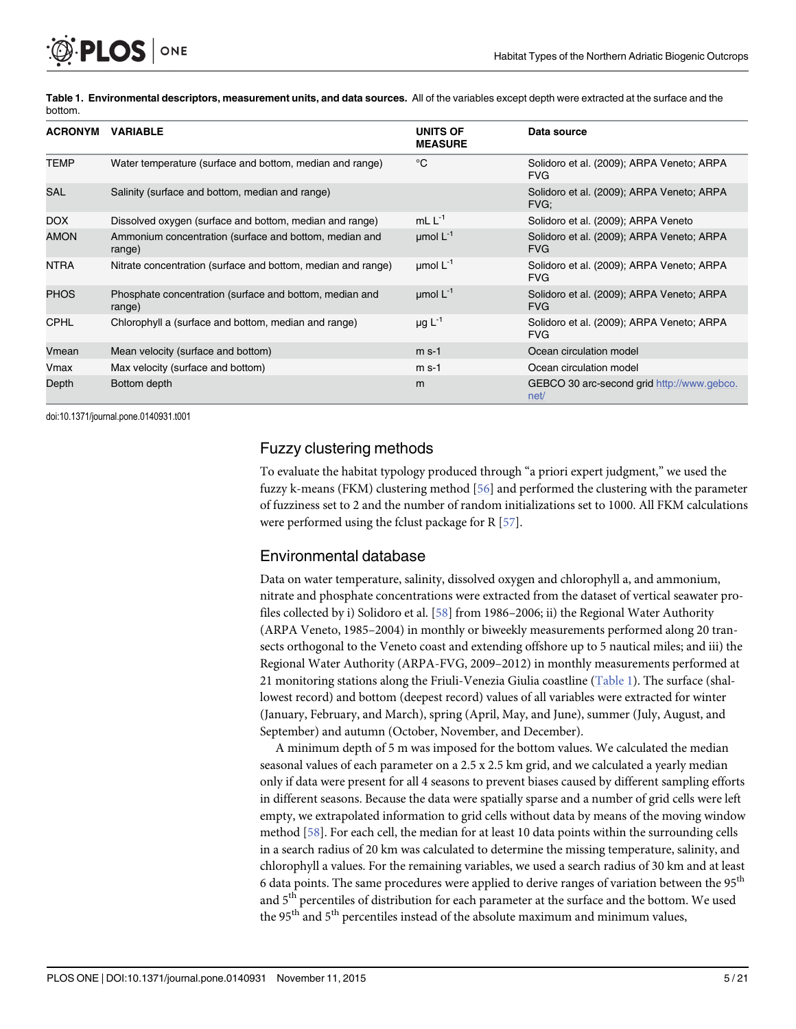**Table 1. Environmental descriptors, measurement units, and data sources.** All of the variables except depth were extracted at the surface and the bottom.

| ACRONYM | VARIABLE | UNITS OF MEASURE | Data source |
|---|---|---|---|
| TEMP | Water temperature (surface and bottom, median and range) | °C | Solidoro et al. (2009); ARPA Veneto; ARPA FVG |
| SAL | Salinity (surface and bottom, median and range) | | Solidoro et al. (2009); ARPA Veneto; ARPA FVG; |
| DOX | Dissolved oxygen (surface and bottom, median and range) | mL $L^{-1}$ | Solidoro et al. (2009); ARPA Veneto |
| AMON | Ammonium concentration (surface and bottom, median and range) | μmol $L^{-1}$ | Solidoro et al. (2009); ARPA Veneto; ARPA FVG |
| NTRA | Nitrate concentration (surface and bottom, median and range) | μmol $L^{-1}$ | Solidoro et al. (2009); ARPA Veneto; ARPA FVG |
| PHOS | Phosphate concentration (surface and bottom, median and range) | μmol $L^{-1}$ | Solidoro et al. (2009); ARPA Veneto; ARPA FVG |
| CPHL | Chlorophyll a (surface and bottom, median and range) | μg $L^{-1}$ | Solidoro et al. (2009); ARPA Veneto; ARPA FVG |
| Vmean | Mean velocity (surface and bottom) | m s-1 | Ocean circulation model |
| Vmax | Max velocity (surface and bottom) | m s-1 | Ocean circulation model |
| Depth | Bottom depth | m | GEBCO 30 arc-second grid http://www.gebco.net/ |

doi:10.1371/journal.pone.0140931.t001

## Fuzzy clustering methods

To evaluate the habitat typology produced through "a priori expert judgment," we used the fuzzy k-means (FKM) clustering method [56] and performed the clustering with the parameter of fuzziness set to 2 and the number of random initializations set to 1000. All FKM calculations were performed using the fclust package for R [57].

## Environmental database

Data on water temperature, salinity, dissolved oxygen and chlorophyll a, and ammonium, nitrate and phosphate concentrations were extracted from the dataset of vertical seawater profiles collected by i) Solidoro et al. [58] from 1986–2006; ii) the Regional Water Authority (ARPA Veneto, 1985–2004) in monthly or biweekly measurements performed along 20 transects orthogonal to the Veneto coast and extending offshore up to 5 nautical miles; and iii) the Regional Water Authority (ARPA-FVG, 2009–2012) in monthly measurements performed at 21 monitoring stations along the Friuli-Venezia Giulia coastline (Table 1). The surface (shallowest record) and bottom (deepest record) values of all variables were extracted for winter (January, February, and March), spring (April, May, and June), summer (July, August, and September) and autumn (October, November, and December).

A minimum depth of 5 m was imposed for the bottom values. We calculated the median seasonal values of each parameter on a 2.5 x 2.5 km grid, and we calculated a yearly median only if data were present for all 4 seasons to prevent biases caused by different sampling efforts in different seasons. Because the data were spatially sparse and a number of grid cells were left empty, we extrapolated information to grid cells without data by means of the moving window method [58]. For each cell, the median for at least 10 data points within the surrounding cells in a search radius of 20 km was calculated to determine the missing temperature, salinity, and chlorophyll a values. For the remaining variables, we used a search radius of 30 km and at least 6 data points. The same procedures were applied to derive ranges of variation between the 95$^{th}$ and 5$^{th}$ percentiles of distribution for each parameter at the surface and the bottom. We used the 95$^{th}$ and 5$^{th}$ percentiles instead of the absolute maximum and minimum values,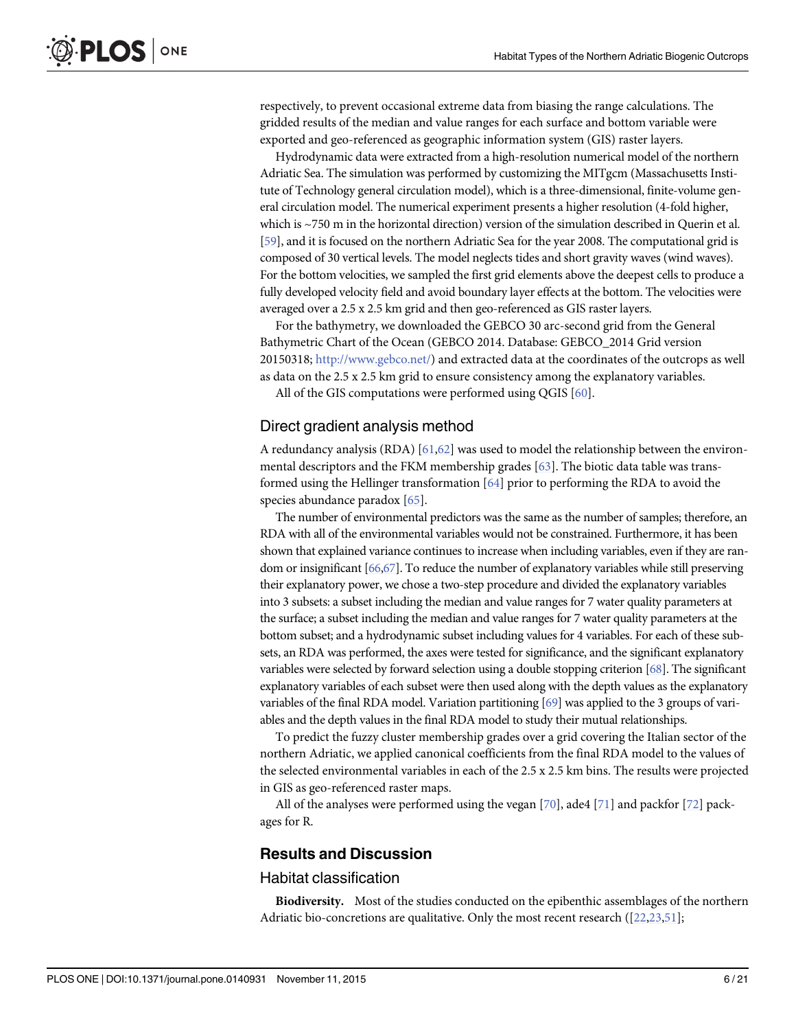respectively, to prevent occasional extreme data from biasing the range calculations. The gridded results of the median and value ranges for each surface and bottom variable were exported and geo-referenced as geographic information system (GIS) raster layers.

Hydrodynamic data were extracted from a high-resolution numerical model of the northern Adriatic Sea. The simulation was performed by customizing the MITgcm (Massachusetts Institute of Technology general circulation model), which is a three-dimensional, finite-volume general circulation model. The numerical experiment presents a higher resolution (4-fold higher, which is ~750 m in the horizontal direction) version of the simulation described in Querin et al. [59], and it is focused on the northern Adriatic Sea for the year 2008. The computational grid is composed of 30 vertical levels. The model neglects tides and short gravity waves (wind waves). For the bottom velocities, we sampled the first grid elements above the deepest cells to produce a fully developed velocity field and avoid boundary layer effects at the bottom. The velocities were averaged over a 2.5 x 2.5 km grid and then geo-referenced as GIS raster layers.

For the bathymetry, we downloaded the GEBCO 30 arc-second grid from the General Bathymetric Chart of the Ocean (GEBCO 2014. Database: GEBCO_2014 Grid version 20150318; http://www.gebco.net/) and extracted data at the coordinates of the outcrops as well as data on the 2.5 x 2.5 km grid to ensure consistency among the explanatory variables.

All of the GIS computations were performed using QGIS [60].

## Direct gradient analysis method

A redundancy analysis (RDA) [61,62] was used to model the relationship between the environmental descriptors and the FKM membership grades [63]. The biotic data table was transformed using the Hellinger transformation [64] prior to performing the RDA to avoid the species abundance paradox [65].

The number of environmental predictors was the same as the number of samples; therefore, an RDA with all of the environmental variables would not be constrained. Furthermore, it has been shown that explained variance continues to increase when including variables, even if they are random or insignificant [66,67]. To reduce the number of explanatory variables while still preserving their explanatory power, we chose a two-step procedure and divided the explanatory variables into 3 subsets: a subset including the median and value ranges for 7 water quality parameters at the surface; a subset including the median and value ranges for 7 water quality parameters at the bottom subset; and a hydrodynamic subset including values for 4 variables. For each of these subsets, an RDA was performed, the axes were tested for significance, and the significant explanatory variables were selected by forward selection using a double stopping criterion [68]. The significant explanatory variables of each subset were then used along with the depth values as the explanatory variables of the final RDA model. Variation partitioning [69] was applied to the 3 groups of variables and the depth values in the final RDA model to study their mutual relationships.

To predict the fuzzy cluster membership grades over a grid covering the Italian sector of the northern Adriatic, we applied canonical coefficients from the final RDA model to the values of the selected environmental variables in each of the 2.5 x 2.5 km bins. The results were projected in GIS as geo-referenced raster maps.

All of the analyses were performed using the vegan [70], ade4 [71] and packfor [72] packages for R.

# Results and Discussion

## Habitat classification

**Biodiversity.** Most of the studies conducted on the epibenthic assemblages of the northern Adriatic bio-concretions are qualitative. Only the most recent research ([22,23,51];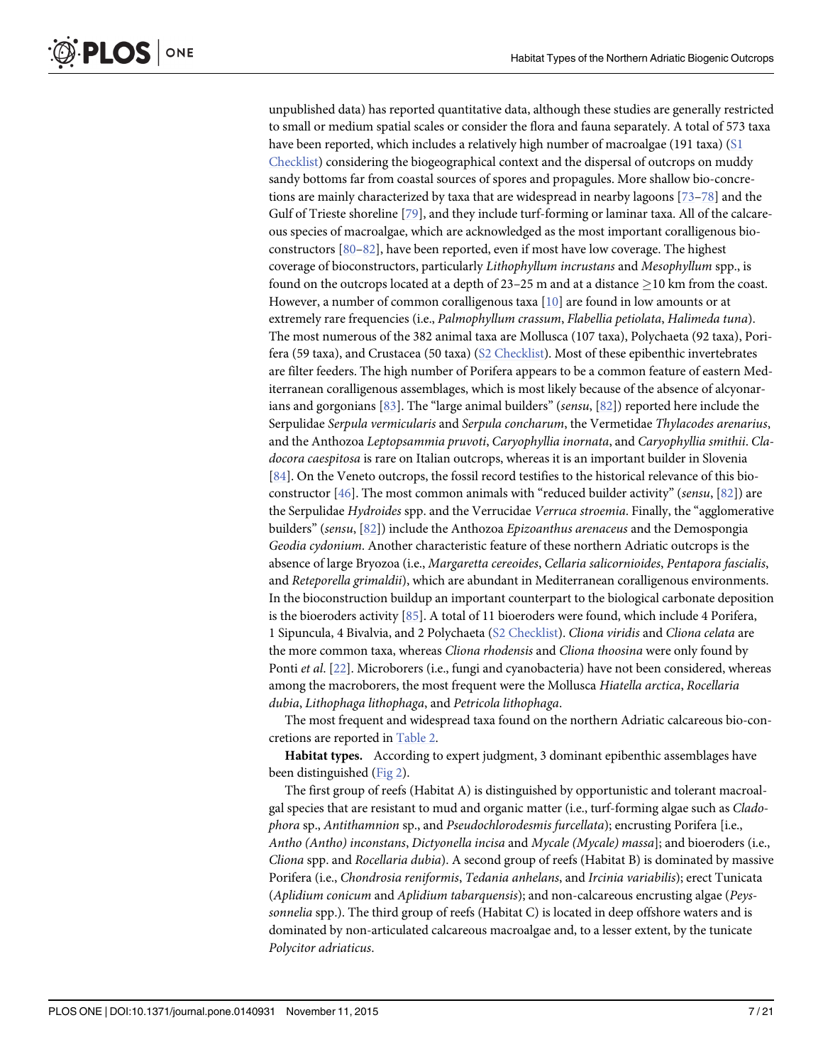unpublished data) has reported quantitative data, although these studies are generally restricted to small or medium spatial scales or consider the flora and fauna separately. A total of 573 taxa have been reported, which includes a relatively high number of macroalgae (191 taxa) (S1 Checklist) considering the biogeographical context and the dispersal of outcrops on muddy sandy bottoms far from coastal sources of spores and propagules. More shallow bio-concretions are mainly characterized by taxa that are widespread in nearby lagoons [73–78] and the Gulf of Trieste shoreline [79], and they include turf-forming or laminar taxa. All of the calcareous species of macroalgae, which are acknowledged as the most important coralligenous bioconstructors [80–82], have been reported, even if most have low coverage. The highest coverage of bioconstructors, particularly *Lithophyllum incrustans* and *Mesophyllum* spp., is found on the outcrops located at a depth of 23–25 m and at a distance $\geq$10 km from the coast. However, a number of common coralligenous taxa [10] are found in low amounts or at extremely rare frequencies (i.e., *Palmophyllum crassum*, *Flabellia petiolata*, *Halimeda tuna*). The most numerous of the 382 animal taxa are Mollusca (107 taxa), Polychaeta (92 taxa), Porifera (59 taxa), and Crustacea (50 taxa) (S2 Checklist). Most of these epibenthic invertebrates are filter feeders. The high number of Porifera appears to be a common feature of eastern Mediterranean coralligenous assemblages, which is most likely because of the absence of alcyonarians and gorgonians [83]. The "large animal builders" (*sensu*, [82]) reported here include the Serpulidae *Serpula vermicularis* and *Serpula concharum*, the Vermetidae *Thylacodes arenarius*, and the Anthozoa *Leptopsammia pruvoti*, *Caryophyllia inornata*, and *Caryophyllia smithii*. *Cladocora caespitosa* is rare on Italian outcrops, whereas it is an important builder in Slovenia [84]. On the Veneto outcrops, the fossil record testifies to the historical relevance of this bioconstructor [46]. The most common animals with "reduced builder activity" (*sensu*, [82]) are the Serpulidae *Hydroides* spp. and the Verrucidae *Verruca stroemia*. Finally, the "agglomerative builders" (*sensu*, [82]) include the Anthozoa *Epizoanthus arenaceus* and the Demospongia *Geodia cydonium*. Another characteristic feature of these northern Adriatic outcrops is the absence of large Bryozoa (i.e., *Margaretta cereoides*, *Cellaria salicornioides*, *Pentapora fascialis*, and *Reteporella grimaldii*), which are abundant in Mediterranean coralligenous environments. In the bioconstruction buildup an important counterpart to the biological carbonate deposition is the bioeroders activity [85]. A total of 11 bioeroders were found, which include 4 Porifera, 1 Sipuncula, 4 Bivalvia, and 2 Polychaeta (S2 Checklist). *Cliona viridis* and *Cliona celata* are the more common taxa, whereas *Cliona rhodensis* and *Cliona thoosina* were only found by Ponti *et al*. [22]. Microborers (i.e., fungi and cyanobacteria) have not been considered, whereas among the macroborers, the most frequent were the Mollusca *Hiatella arctica*, *Rocellaria dubia*, *Lithophaga lithophaga*, and *Petricola lithophaga*.

The most frequent and widespread taxa found on the northern Adriatic calcareous bio-concretions are reported in Table 2.

**Habitat types.** According to expert judgment, 3 dominant epibenthic assemblages have been distinguished (Fig 2).

The first group of reefs (Habitat A) is distinguished by opportunistic and tolerant macroalgal species that are resistant to mud and organic matter (i.e., turf-forming algae such as *Cladophora* sp., *Antithamnion* sp., and *Pseudochlorodesmis furcellata*); encrusting Porifera [i.e., *Antho (Antho) inconstans*, *Dictyonella incisa* and *Mycale (Mycale) massa*]; and bioeroders (i.e., *Cliona* spp. and *Rocellaria dubia*). A second group of reefs (Habitat B) is dominated by massive Porifera (i.e., *Chondrosia reniformis*, *Tedania anhelans*, and *Ircinia variabilis*); erect Tunicata (*Aplidium conicum* and *Aplidium tabarquensis*); and non-calcareous encrusting algae (*Peyssonnelia* spp.). The third group of reefs (Habitat C) is located in deep offshore waters and is dominated by non-articulated calcareous macroalgae and, to a lesser extent, by the tunicate *Polycitor adriaticus*.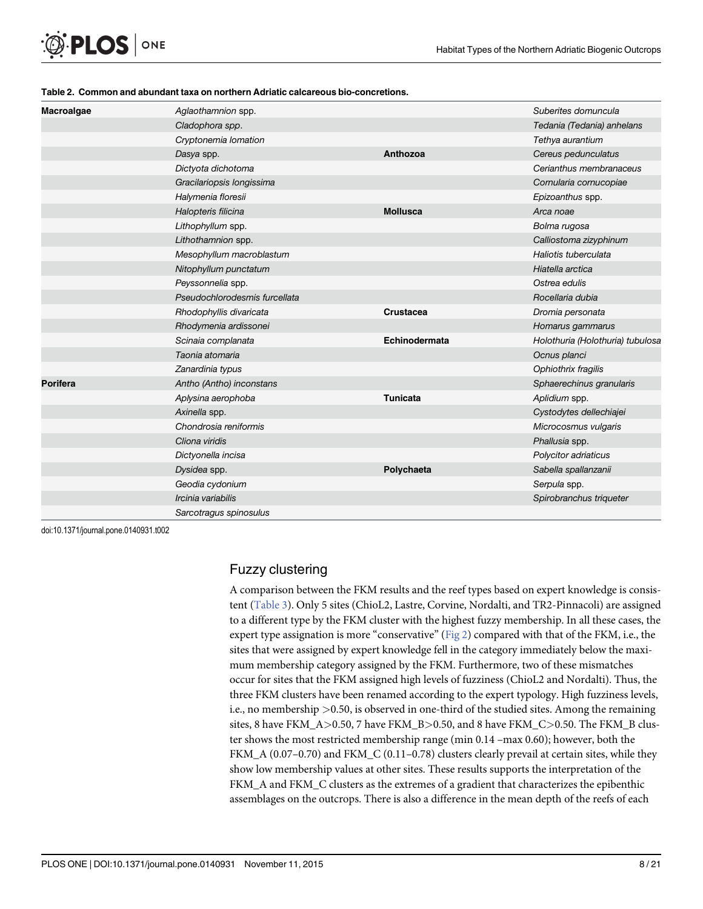**Table 2. Common and abundant taxa on northern Adriatic calcareous bio-concretions.**

| | | | |
|---|---|---|---|
| **Macroalgae** | *Aglaothamnion* spp. | | *Suberites domuncula* |
| | *Cladophora* spp. | | *Tedania (Tedania) anhelans* |
| | *Cryptonemia lomation* | | *Tethya aurantium* |
| | *Dasya* spp. | **Anthozoa** | *Cereus pedunculatus* |
| | *Dictyota dichotoma* | | *Cerianthus membranaceus* |
| | *Gracilariopsis longissima* | | *Cornularia cornucopiae* |
| | *Halymenia floresii* | | *Epizoanthus* spp. |
| | *Halopteris filicina* | **Mollusca** | *Arca noae* |
| | *Lithophyllum* spp. | | *Bolma rugosa* |
| | *Lithothamnion* spp. | | *Calliostoma zizyphinum* |
| | *Mesophyllum macroblastum* | | *Haliotis tuberculata* |
| | *Nitophyllum punctatum* | | *Hiatella arctica* |
| | *Peyssonnelia* spp. | | *Ostrea edulis* |
| | *Pseudochlorodesmis furcellata* | | *Rocellaria dubia* |
| | *Rhodophyllis divaricata* | **Crustacea** | *Dromia personata* |
| | *Rhodymenia ardissonei* | | *Homarus gammarus* |
| | *Scinaia complanata* | **Echinodermata** | *Holothuria (Holothuria) tubulosa* |
| | *Taonia atomaria* | | *Ocnus planci* |
| | *Zanardinia typus* | | *Ophiothrix fragilis* |
| **Porifera** | *Antho (Antho) inconstans* | | *Sphaerechinus granularis* |
| | *Aplysina aerophoba* | **Tunicata** | *Aplidium* spp. |
| | *Axinella* spp. | | *Cystodytes dellechiajei* |
| | *Chondrosia reniformis* | | *Microcosmus vulgaris* |
| | *Cliona viridis* | | *Phallusia* spp. |
| | *Dictyonella incisa* | | *Polycitor adriaticus* |
| | *Dysidea* spp. | **Polychaeta** | *Sabella spallanzanii* |
| | *Geodia cydonium* | | *Serpula* spp. |
| | *Ircinia variabilis* | | *Spirobranchus triqueter* |
| | *Sarcotragus spinosulus* | | |

doi:10.1371/journal.pone.0140931.t002

## Fuzzy clustering

A comparison between the FKM results and the reef types based on expert knowledge is consistent (Table 3). Only 5 sites (ChioL2, Lastre, Corvine, Nordalti, and TR2-Pinnacoli) are assigned to a different type by the FKM cluster with the highest fuzzy membership. In all these cases, the expert type assignation is more "conservative" (Fig 2) compared with that of the FKM, i.e., the sites that were assigned by expert knowledge fell in the category immediately below the maximum membership category assigned by the FKM. Furthermore, two of these mismatches occur for sites that the FKM assigned high levels of fuzziness (ChioL2 and Nordalti). Thus, the three FKM clusters have been renamed according to the expert typology. High fuzziness levels, i.e., no membership >0.50, is observed in one-third of the studied sites. Among the remaining sites, 8 have FKM_A>0.50, 7 have FKM_B>0.50, and 8 have FKM_C>0.50. The FKM_B cluster shows the most restricted membership range (min 0.14 –max 0.60); however, both the FKM_A (0.07–0.70) and FKM_C (0.11–0.78) clusters clearly prevail at certain sites, while they show low membership values at other sites. These results supports the interpretation of the FKM_A and FKM_C clusters as the extremes of a gradient that characterizes the epibenthic assemblages on the outcrops. There is also a difference in the mean depth of the reefs of each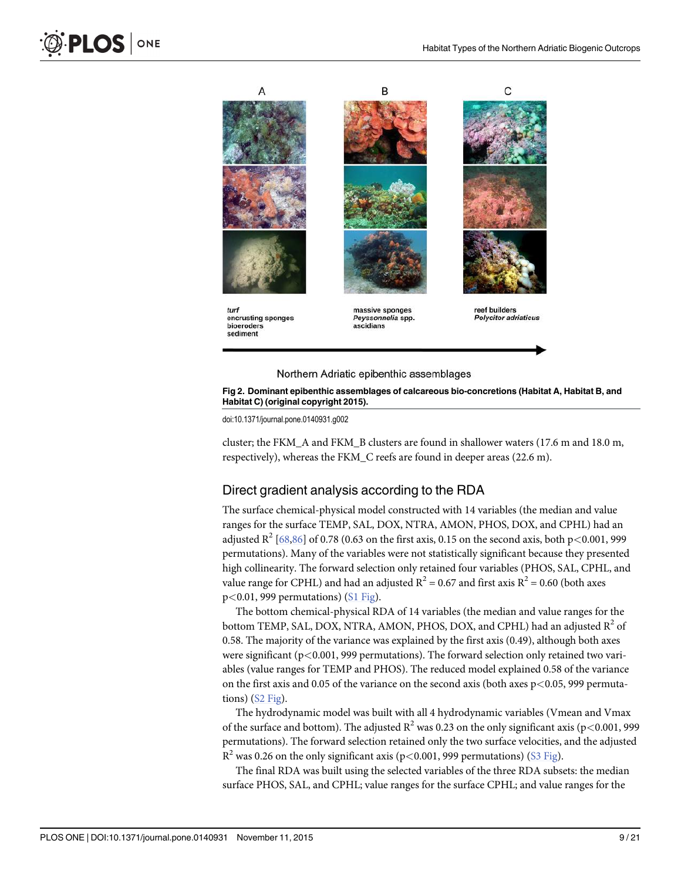A B C

turf
encrusting sponges
bioeroders
sediment

massive sponges
*Peyssonnelia* spp.
ascidians

reef builders
*Polycitor adriaticus*

Northern Adriatic epibenthic assemblages

**Fig 2. Dominant epibenthic assemblages of calcareous bio-concretions (Habitat A, Habitat B, and Habitat C) (original copyright 2015).**

doi:10.1371/journal.pone.0140931.g002

cluster; the FKM_A and FKM_B clusters are found in shallower waters (17.6 m and 18.0 m, respectively), whereas the FKM_C reefs are found in deeper areas (22.6 m).

## Direct gradient analysis according to the RDA

The surface chemical-physical model constructed with 14 variables (the median and value ranges for the surface TEMP, SAL, DOX, NTRA, AMON, PHOS, DOX, and CPHL) had an adjusted $R^2$ [68,86] of 0.78 (0.63 on the first axis, 0.15 on the second axis, both $p<0.001$, 999 permutations). Many of the variables were not statistically significant because they presented high collinearity. The forward selection only retained four variables (PHOS, SAL, CPHL, and value range for CPHL) and had an adjusted $R^2 = 0.67$ and first axis $R^2 = 0.60$ (both axes $p<0.01$, 999 permutations) (S1 Fig).

The bottom chemical-physical RDA of 14 variables (the median and value ranges for the bottom TEMP, SAL, DOX, NTRA, AMON, PHOS, DOX, and CPHL) had an adjusted $R^2$ of 0.58. The majority of the variance was explained by the first axis (0.49), although both axes were significant ($p<0.001$, 999 permutations). The forward selection only retained two variables (value ranges for TEMP and PHOS). The reduced model explained 0.58 of the variance on the first axis and 0.05 of the variance on the second axis (both axes $p<0.05$, 999 permutations) (S2 Fig).

The hydrodynamic model was built with all 4 hydrodynamic variables (Vmean and Vmax of the surface and bottom). The adjusted $R^2$ was 0.23 on the only significant axis ($p<0.001$, 999 permutations). The forward selection retained only the two surface velocities, and the adjusted $R^2$ was 0.26 on the only significant axis ($p<0.001$, 999 permutations) (S3 Fig).

The final RDA was built using the selected variables of the three RDA subsets: the median surface PHOS, SAL, and CPHL; value ranges for the surface CPHL; and value ranges for the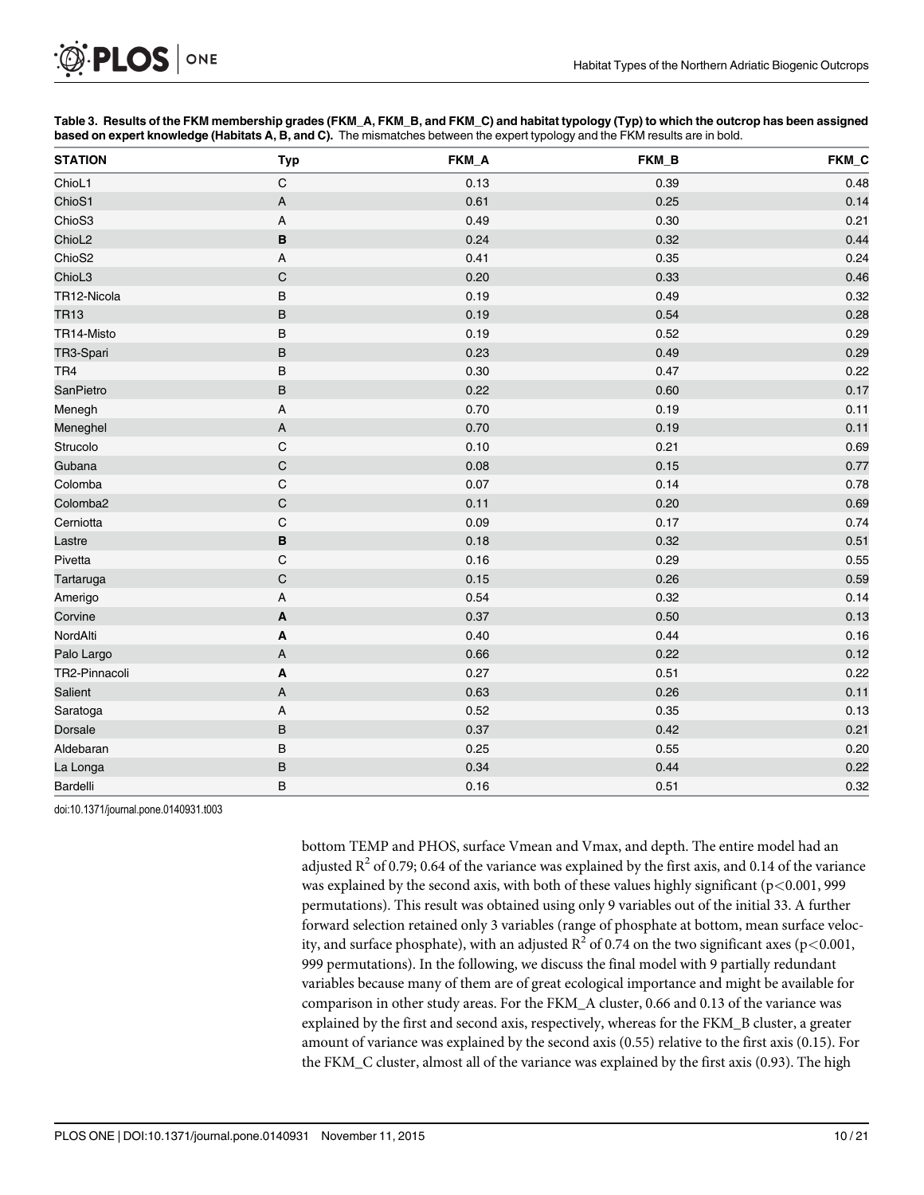**Table 3. Results of the FKM membership grades (FKM_A, FKM_B, and FKM_C) and habitat typology (Typ) to which the outcrop has been assigned based on expert knowledge (Habitats A, B, and C).** The mismatches between the expert typology and the FKM results are in bold.

| STATION | Typ | FKM_A | FKM_B | FKM_C |
|---|---|---|---|---|
| ChioL1 | C | 0.13 | 0.39 | 0.48 |
| ChioS1 | A | 0.61 | 0.25 | 0.14 |
| ChioS3 | A | 0.49 | 0.30 | 0.21 |
| ChioL2 | **B** | 0.24 | 0.32 | 0.44 |
| ChioS2 | A | 0.41 | 0.35 | 0.24 |
| ChioL3 | C | 0.20 | 0.33 | 0.46 |
| TR12-Nicola | B | 0.19 | 0.49 | 0.32 |
| TR13 | B | 0.19 | 0.54 | 0.28 |
| TR14-Misto | B | 0.19 | 0.52 | 0.29 |
| TR3-Spari | B | 0.23 | 0.49 | 0.29 |
| TR4 | B | 0.30 | 0.47 | 0.22 |
| SanPietro | B | 0.22 | 0.60 | 0.17 |
| Menegh | A | 0.70 | 0.19 | 0.11 |
| Meneghel | A | 0.70 | 0.19 | 0.11 |
| Strucolo | C | 0.10 | 0.21 | 0.69 |
| Gubana | C | 0.08 | 0.15 | 0.77 |
| Colomba | C | 0.07 | 0.14 | 0.78 |
| Colomba2 | C | 0.11 | 0.20 | 0.69 |
| Cerniotta | C | 0.09 | 0.17 | 0.74 |
| Lastre | **B** | 0.18 | 0.32 | 0.51 |
| Pivetta | C | 0.16 | 0.29 | 0.55 |
| Tartaruga | C | 0.15 | 0.26 | 0.59 |
| Amerigo | A | 0.54 | 0.32 | 0.14 |
| Corvine | **A** | 0.37 | 0.50 | 0.13 |
| NordAlti | **A** | 0.40 | 0.44 | 0.16 |
| Palo Largo | A | 0.66 | 0.22 | 0.12 |
| TR2-Pinnacoli | **A** | 0.27 | 0.51 | 0.22 |
| Salient | A | 0.63 | 0.26 | 0.11 |
| Saratoga | A | 0.52 | 0.35 | 0.13 |
| Dorsale | B | 0.37 | 0.42 | 0.21 |
| Aldebaran | B | 0.25 | 0.55 | 0.20 |
| La Longa | B | 0.34 | 0.44 | 0.22 |
| Bardelli | B | 0.16 | 0.51 | 0.32 |

doi:10.1371/journal.pone.0140931.t003

bottom TEMP and PHOS, surface Vmean and Vmax, and depth. The entire model had an adjusted $R^2$ of 0.79; 0.64 of the variance was explained by the first axis, and 0.14 of the variance was explained by the second axis, with both of these values highly significant ($p<0.001$, 999 permutations). This result was obtained using only 9 variables out of the initial 33. A further forward selection retained only 3 variables (range of phosphate at bottom, mean surface velocity, and surface phosphate), with an adjusted $R^2$ of 0.74 on the two significant axes ($p<0.001$, 999 permutations). In the following, we discuss the final model with 9 partially redundant variables because many of them are of great ecological importance and might be available for comparison in other study areas. For the FKM_A cluster, 0.66 and 0.13 of the variance was explained by the first and second axis, respectively, whereas for the FKM_B cluster, a greater amount of variance was explained by the second axis (0.55) relative to the first axis (0.15). For the FKM_C cluster, almost all of the variance was explained by the first axis (0.93). The high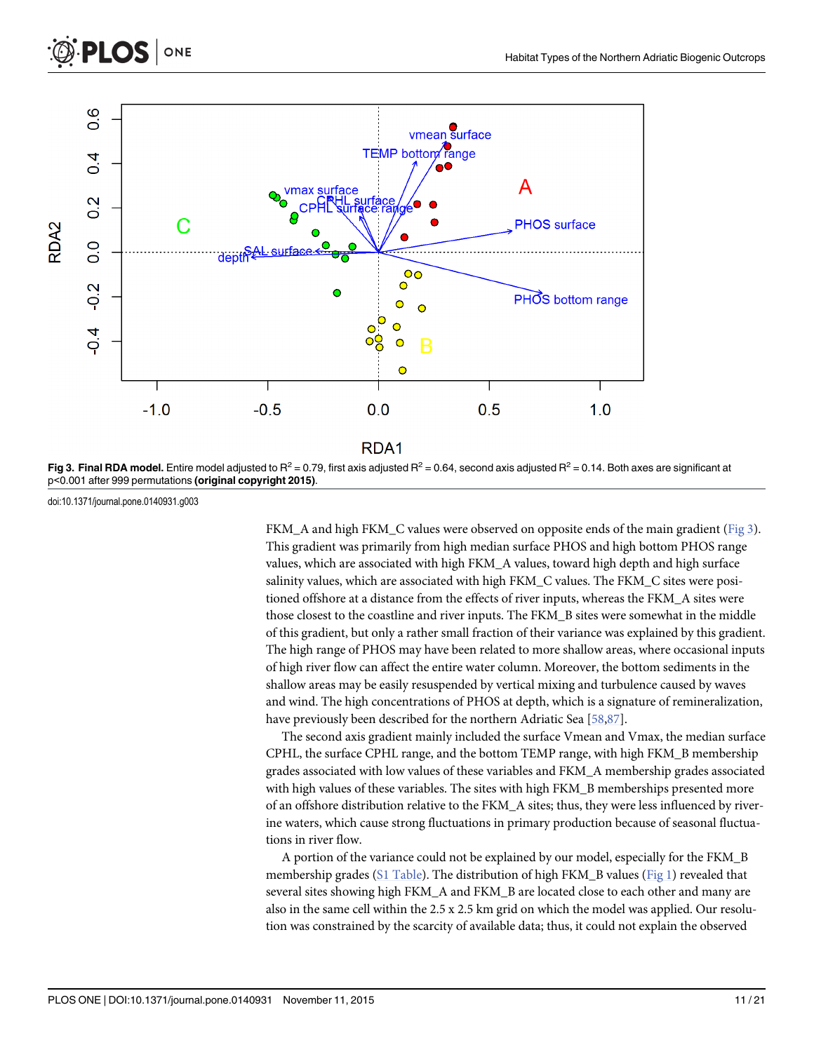**Fig 3. Final RDA model.** Entire model adjusted to $R^2 = 0.79$, first axis adjusted $R^2 = 0.64$, second axis adjusted $R^2 = 0.14$. Both axes are significant at $p<0.001$ after 999 permutations **(original copyright 2015)**.

doi:10.1371/journal.pone.0140931.g003

FKM_A and high FKM_C values were observed on opposite ends of the main gradient (Fig 3). This gradient was primarily from high median surface PHOS and high bottom PHOS range values, which are associated with high FKM_A values, toward high depth and high surface salinity values, which are associated with high FKM_C values. The FKM_C sites were positioned offshore at a distance from the effects of river inputs, whereas the FKM_A sites were those closest to the coastline and river inputs. The FKM_B sites were somewhat in the middle of this gradient, but only a rather small fraction of their variance was explained by this gradient. The high range of PHOS may have been related to more shallow areas, where occasional inputs of high river flow can affect the entire water column. Moreover, the bottom sediments in the shallow areas may be easily resuspended by vertical mixing and turbulence caused by waves and wind. The high concentrations of PHOS at depth, which is a signature of remineralization, have previously been described for the northern Adriatic Sea [58,87].

The second axis gradient mainly included the surface Vmean and Vmax, the median surface CPHL, the surface CPHL range, and the bottom TEMP range, with high FKM_B membership grades associated with low values of these variables and FKM_A membership grades associated with high values of these variables. The sites with high FKM_B memberships presented more of an offshore distribution relative to the FKM_A sites; thus, they were less influenced by riverine waters, which cause strong fluctuations in primary production because of seasonal fluctuations in river flow.

A portion of the variance could not be explained by our model, especially for the FKM_B membership grades (S1 Table). The distribution of high FKM_B values (Fig 1) revealed that several sites showing high FKM_A and FKM_B are located close to each other and many are also in the same cell within the 2.5 x 2.5 km grid on which the model was applied. Our resolution was constrained by the scarcity of available data; thus, it could not explain the observed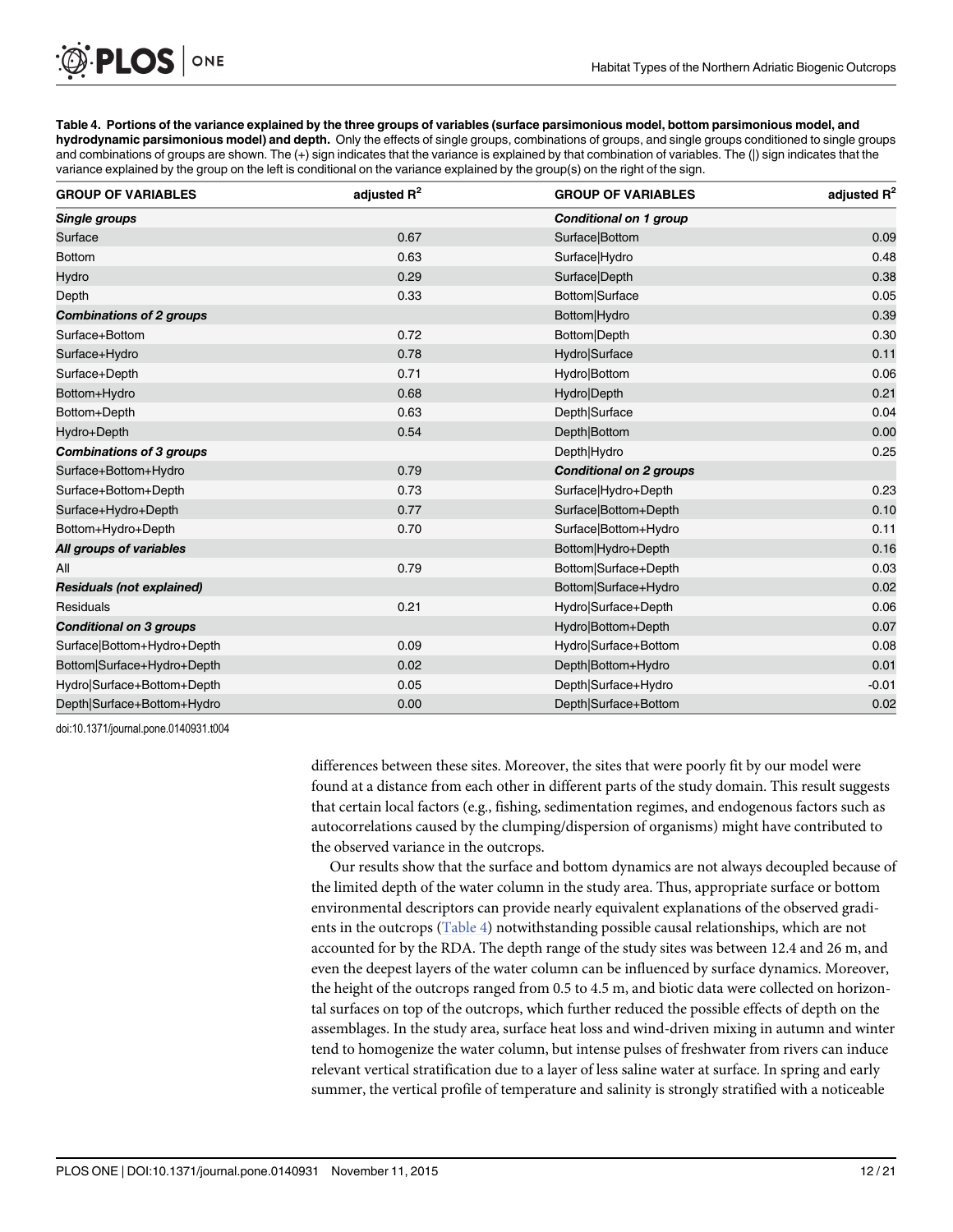**Table 4. Portions of the variance explained by the three groups of variables (surface parsimonious model, bottom parsimonious model, and hydrodynamic parsimonious model) and depth.** Only the effects of single groups, combinations of groups, and single groups conditioned to single groups and combinations of groups are shown. The (+) sign indicates that the variance is explained by that combination of variables. The (|) sign indicates that the variance explained by the group on the left is conditional on the variance explained by the group(s) on the right of the sign.

| GROUP OF VARIABLES | adjusted $R^2$ | GROUP OF VARIABLES | adjusted $R^2$ |
|---|---|---|---|
| ***Single groups*** | | ***Conditional on 1 group*** | |
| Surface | 0.67 | Surface\|Bottom | 0.09 |
| Bottom | 0.63 | Surface\|Hydro | 0.48 |
| Hydro | 0.29 | Surface\|Depth | 0.38 |
| Depth | 0.33 | Bottom\|Surface | 0.05 |
| ***Combinations of 2 groups*** | | Bottom\|Hydro | 0.39 |
| Surface+Bottom | 0.72 | Bottom\|Depth | 0.30 |
| Surface+Hydro | 0.78 | Hydro\|Surface | 0.11 |
| Surface+Depth | 0.71 | Hydro\|Bottom | 0.06 |
| Bottom+Hydro | 0.68 | Hydro\|Depth | 0.21 |
| Bottom+Depth | 0.63 | Depth\|Surface | 0.04 |
| Hydro+Depth | 0.54 | Depth\|Bottom | 0.00 |
| ***Combinations of 3 groups*** | | Depth\|Hydro | 0.25 |
| Surface+Bottom+Hydro | 0.79 | ***Conditional on 2 groups*** | |
| Surface+Bottom+Depth | 0.73 | Surface\|Hydro+Depth | 0.23 |
| Surface+Hydro+Depth | 0.77 | Surface\|Bottom+Depth | 0.10 |
| Bottom+Hydro+Depth | 0.70 | Surface\|Bottom+Hydro | 0.11 |
| ***All groups of variables*** | | Bottom\|Hydro+Depth | 0.16 |
| All | 0.79 | Bottom\|Surface+Depth | 0.03 |
| ***Residuals (not explained)*** | | Bottom\|Surface+Hydro | 0.02 |
| Residuals | 0.21 | Hydro\|Surface+Depth | 0.06 |
| ***Conditional on 3 groups*** | | Hydro\|Bottom+Depth | 0.07 |
| Surface\|Bottom+Hydro+Depth | 0.09 | Hydro\|Surface+Bottom | 0.08 |
| Bottom\|Surface+Hydro+Depth | 0.02 | Depth\|Bottom+Hydro | 0.01 |
| Hydro\|Surface+Bottom+Depth | 0.05 | Depth\|Surface+Hydro | -0.01 |
| Depth\|Surface+Bottom+Hydro | 0.00 | Depth\|Surface+Bottom | 0.02 |

doi:10.1371/journal.pone.0140931.t004

differences between these sites. Moreover, the sites that were poorly fit by our model were found at a distance from each other in different parts of the study domain. This result suggests that certain local factors (e.g., fishing, sedimentation regimes, and endogenous factors such as autocorrelations caused by the clumping/dispersion of organisms) might have contributed to the observed variance in the outcrops.

Our results show that the surface and bottom dynamics are not always decoupled because of the limited depth of the water column in the study area. Thus, appropriate surface or bottom environmental descriptors can provide nearly equivalent explanations of the observed gradients in the outcrops (Table 4) notwithstanding possible causal relationships, which are not accounted for by the RDA. The depth range of the study sites was between 12.4 and 26 m, and even the deepest layers of the water column can be influenced by surface dynamics. Moreover, the height of the outcrops ranged from 0.5 to 4.5 m, and biotic data were collected on horizontal surfaces on top of the outcrops, which further reduced the possible effects of depth on the assemblages. In the study area, surface heat loss and wind-driven mixing in autumn and winter tend to homogenize the water column, but intense pulses of freshwater from rivers can induce relevant vertical stratification due to a layer of less saline water at surface. In spring and early summer, the vertical profile of temperature and salinity is strongly stratified with a noticeable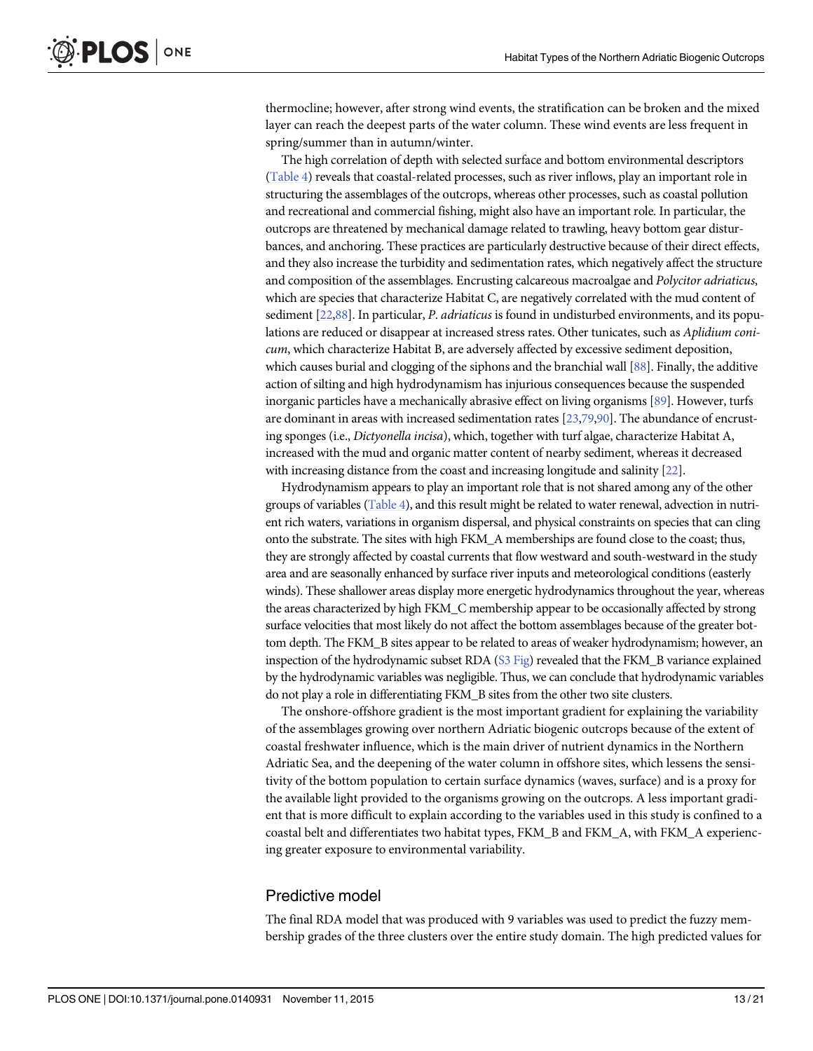thermocline; however, after strong wind events, the stratification can be broken and the mixed layer can reach the deepest parts of the water column. These wind events are less frequent in spring/summer than in autumn/winter.

The high correlation of depth with selected surface and bottom environmental descriptors (Table 4) reveals that coastal-related processes, such as river inflows, play an important role in structuring the assemblages of the outcrops, whereas other processes, such as coastal pollution and recreational and commercial fishing, might also have an important role. In particular, the outcrops are threatened by mechanical damage related to trawling, heavy bottom gear disturbances, and anchoring. These practices are particularly destructive because of their direct effects, and they also increase the turbidity and sedimentation rates, which negatively affect the structure and composition of the assemblages. Encrusting calcareous macroalgae and *Polycitor adriaticus*, which are species that characterize Habitat C, are negatively correlated with the mud content of sediment [22,88]. In particular, *P. adriaticus* is found in undisturbed environments, and its populations are reduced or disappear at increased stress rates. Other tunicates, such as *Aplidium conicum*, which characterize Habitat B, are adversely affected by excessive sediment deposition, which causes burial and clogging of the siphons and the branchial wall [88]. Finally, the additive action of silting and high hydrodynamism has injurious consequences because the suspended inorganic particles have a mechanically abrasive effect on living organisms [89]. However, turfs are dominant in areas with increased sedimentation rates [23,79,90]. The abundance of encrusting sponges (i.e., *Dictyonella incisa*), which, together with turf algae, characterize Habitat A, increased with the mud and organic matter content of nearby sediment, whereas it decreased with increasing distance from the coast and increasing longitude and salinity [22].

Hydrodynamism appears to play an important role that is not shared among any of the other groups of variables (Table 4), and this result might be related to water renewal, advection in nutrient rich waters, variations in organism dispersal, and physical constraints on species that can cling onto the substrate. The sites with high FKM_A memberships are found close to the coast; thus, they are strongly affected by coastal currents that flow westward and south-westward in the study area and are seasonally enhanced by surface river inputs and meteorological conditions (easterly winds). These shallower areas display more energetic hydrodynamics throughout the year, whereas the areas characterized by high FKM_C membership appear to be occasionally affected by strong surface velocities that most likely do not affect the bottom assemblages because of the greater bottom depth. The FKM_B sites appear to be related to areas of weaker hydrodynamism; however, an inspection of the hydrodynamic subset RDA (S3 Fig) revealed that the FKM_B variance explained by the hydrodynamic variables was negligible. Thus, we can conclude that hydrodynamic variables do not play a role in differentiating FKM_B sites from the other two site clusters.

The onshore-offshore gradient is the most important gradient for explaining the variability of the assemblages growing over northern Adriatic biogenic outcrops because of the extent of coastal freshwater influence, which is the main driver of nutrient dynamics in the Northern Adriatic Sea, and the deepening of the water column in offshore sites, which lessens the sensitivity of the bottom population to certain surface dynamics (waves, surface) and is a proxy for the available light provided to the organisms growing on the outcrops. A less important gradient that is more difficult to explain according to the variables used in this study is confined to a coastal belt and differentiates two habitat types, FKM_B and FKM_A, with FKM_A experiencing greater exposure to environmental variability.

## Predictive model

The final RDA model that was produced with 9 variables was used to predict the fuzzy membership grades of the three clusters over the entire study domain. The high predicted values for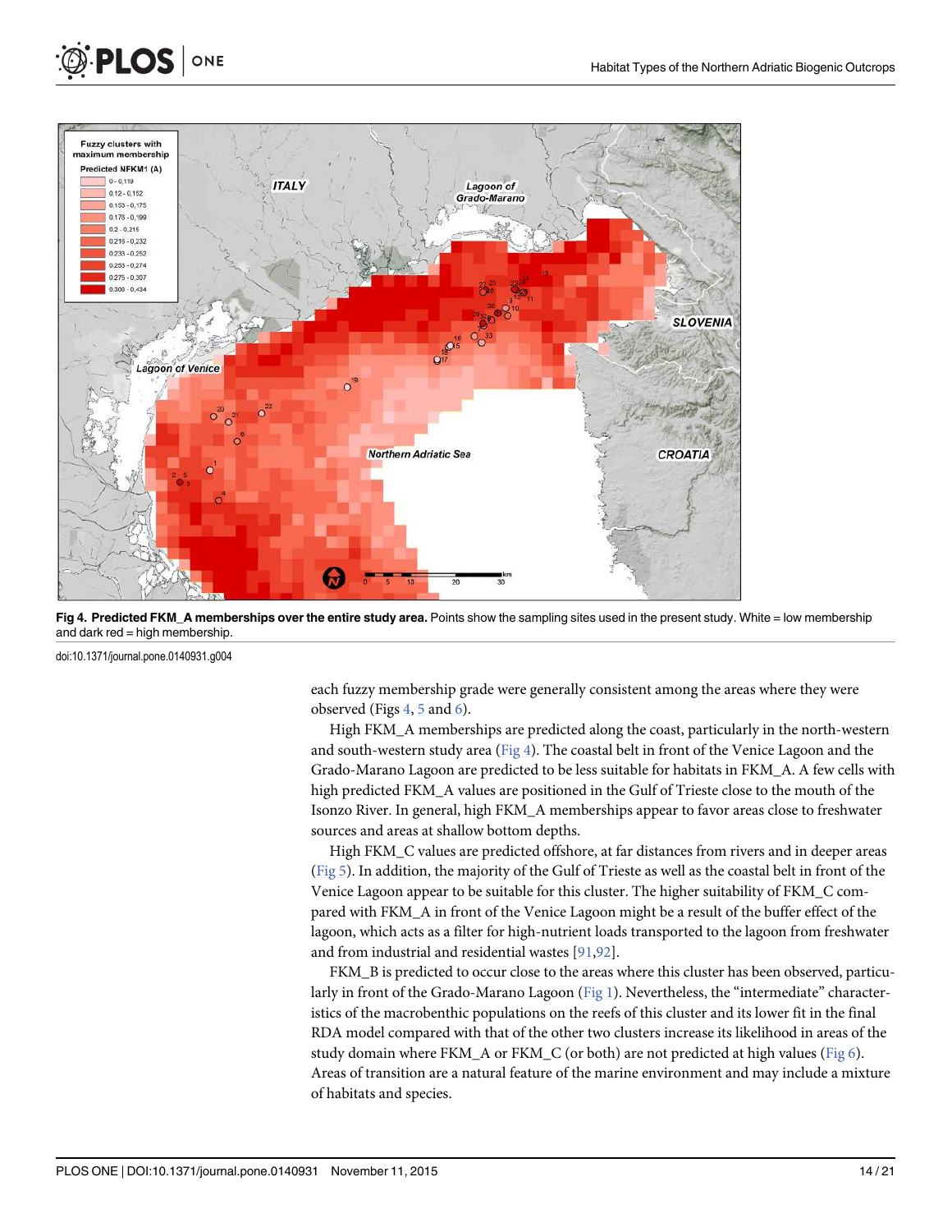**Fig 4. Predicted FKM_A memberships over the entire study area.** Points show the sampling sites used in the present study. White = low membership and dark red = high membership.

doi:10.1371/journal.pone.0140931.g004

each fuzzy membership grade were generally consistent among the areas where they were observed (Figs 4, 5 and 6).

High FKM_A memberships are predicted along the coast, particularly in the north-western and south-western study area (Fig 4). The coastal belt in front of the Venice Lagoon and the Grado-Marano Lagoon are predicted to be less suitable for habitats in FKM_A. A few cells with high predicted FKM_A values are positioned in the Gulf of Trieste close to the mouth of the Isonzo River. In general, high FKM_A memberships appear to favor areas close to freshwater sources and areas at shallow bottom depths.

High FKM_C values are predicted offshore, at far distances from rivers and in deeper areas (Fig 5). In addition, the majority of the Gulf of Trieste as well as the coastal belt in front of the Venice Lagoon appear to be suitable for this cluster. The higher suitability of FKM_C compared with FKM_A in front of the Venice Lagoon might be a result of the buffer effect of the lagoon, which acts as a filter for high-nutrient loads transported to the lagoon from freshwater and from industrial and residential wastes [91,92].

FKM_B is predicted to occur close to the areas where this cluster has been observed, particularly in front of the Grado-Marano Lagoon (Fig 1). Nevertheless, the "intermediate" characteristics of the macrobenthic populations on the reefs of this cluster and its lower fit in the final RDA model compared with that of the other two clusters increase its likelihood in areas of the study domain where FKM_A or FKM_C (or both) are not predicted at high values (Fig 6). Areas of transition are a natural feature of the marine environment and may include a mixture of habitats and species.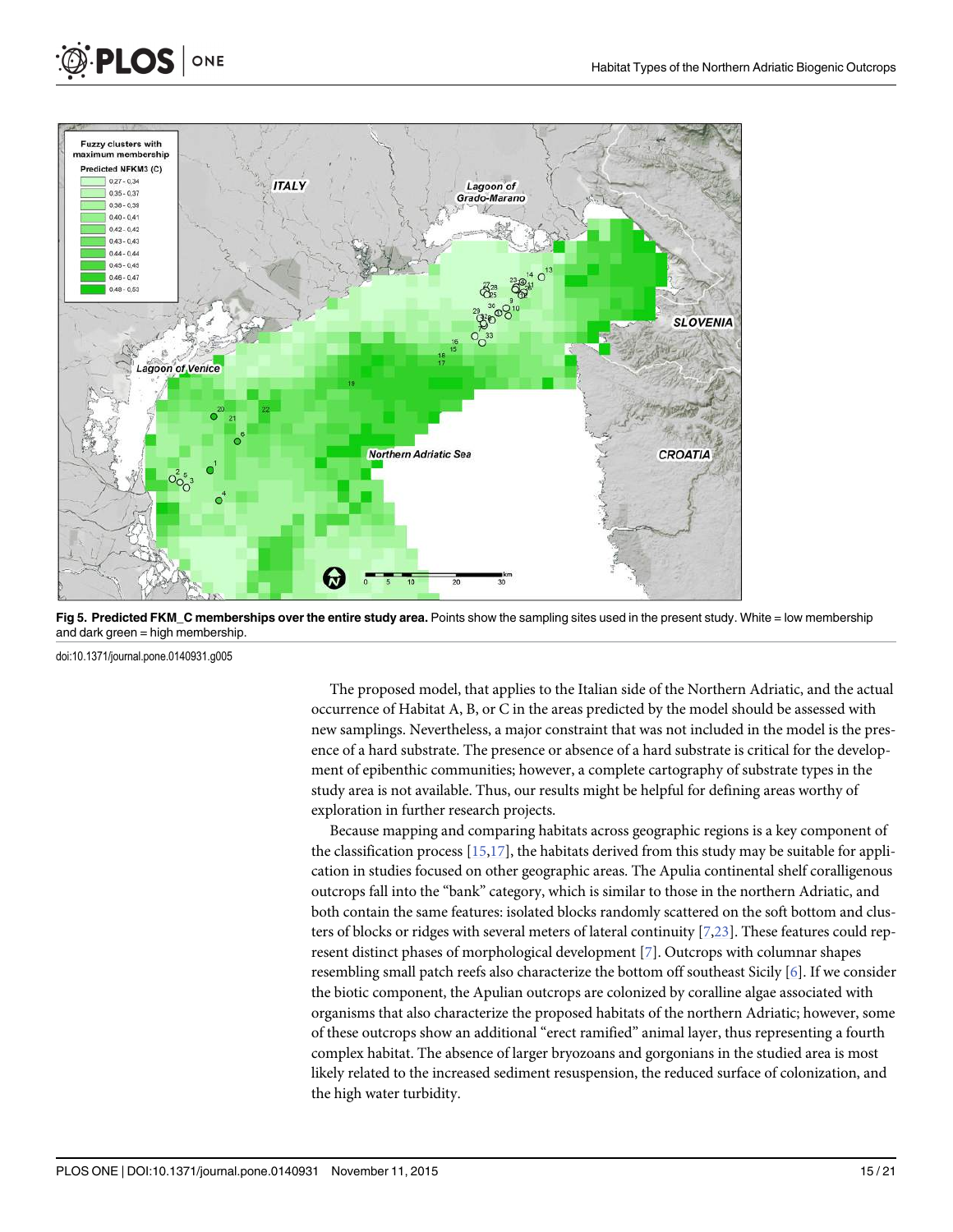**Fig 5. Predicted FKM_C memberships over the entire study area.** Points show the sampling sites used in the present study. White = low membership and dark green = high membership.

doi:10.1371/journal.pone.0140931.g005

The proposed model, that applies to the Italian side of the Northern Adriatic, and the actual occurrence of Habitat A, B, or C in the areas predicted by the model should be assessed with new samplings. Nevertheless, a major constraint that was not included in the model is the presence of a hard substrate. The presence or absence of a hard substrate is critical for the development of epibenthic communities; however, a complete cartography of substrate types in the study area is not available. Thus, our results might be helpful for defining areas worthy of exploration in further research projects.

Because mapping and comparing habitats across geographic regions is a key component of the classification process [15,17], the habitats derived from this study may be suitable for application in studies focused on other geographic areas. The Apulia continental shelf coralligenous outcrops fall into the "bank" category, which is similar to those in the northern Adriatic, and both contain the same features: isolated blocks randomly scattered on the soft bottom and clusters of blocks or ridges with several meters of lateral continuity [7,23]. These features could represent distinct phases of morphological development [7]. Outcrops with columnar shapes resembling small patch reefs also characterize the bottom off southeast Sicily [6]. If we consider the biotic component, the Apulian outcrops are colonized by coralline algae associated with organisms that also characterize the proposed habitats of the northern Adriatic; however, some of these outcrops show an additional "erect ramified" animal layer, thus representing a fourth complex habitat. The absence of larger bryozoans and gorgonians in the studied area is most likely related to the increased sediment resuspension, the reduced surface of colonization, and the high water turbidity.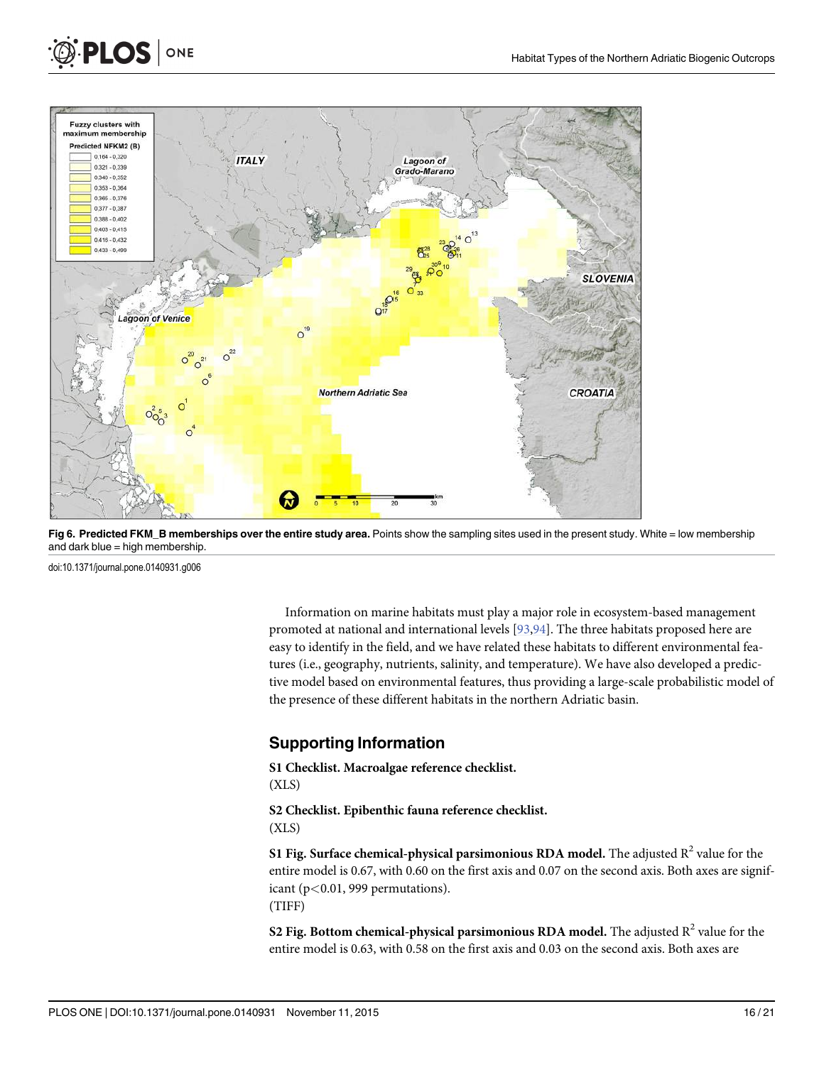**Fig 6. Predicted FKM_B memberships over the entire study area.** Points show the sampling sites used in the present study. White = low membership and dark blue = high membership.

doi:10.1371/journal.pone.0140931.g006

Information on marine habitats must play a major role in ecosystem-based management promoted at national and international levels [93,94]. The three habitats proposed here are easy to identify in the field, and we have related these habitats to different environmental features (i.e., geography, nutrients, salinity, and temperature). We have also developed a predictive model based on environmental features, thus providing a large-scale probabilistic model of the presence of these different habitats in the northern Adriatic basin.

## Supporting Information

**S1 Checklist. Macroalgae reference checklist.**
(XLS)

**S2 Checklist. Epibenthic fauna reference checklist.**
(XLS)

**S1 Fig. Surface chemical-physical parsimonious RDA model.** The adjusted $R^2$ value for the entire model is 0.67, with 0.60 on the first axis and 0.07 on the second axis. Both axes are significant ($p<0.01$, 999 permutations).
(TIFF)

**S2 Fig. Bottom chemical-physical parsimonious RDA model.** The adjusted $R^2$ value for the entire model is 0.63, with 0.58 on the first axis and 0.03 on the second axis. Both axes are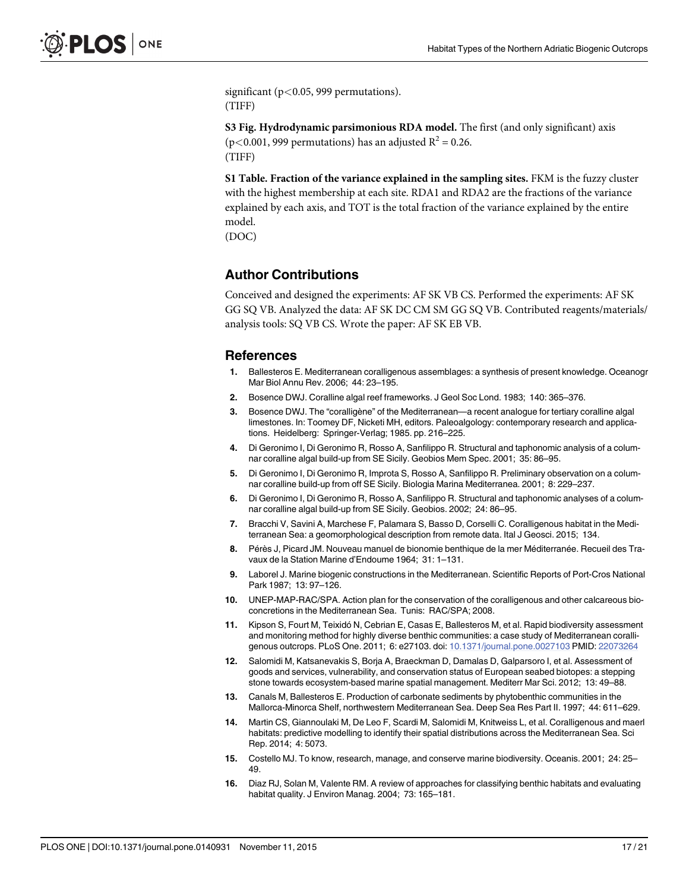significant ($p<0.05$, 999 permutations).
(TIFF)

**S3 Fig. Hydrodynamic parsimonious RDA model.** The first (and only significant) axis ($p<0.001$, 999 permutations) has an adjusted $R^2 = 0.26$.
(TIFF)

**S1 Table. Fraction of the variance explained in the sampling sites.** FKM is the fuzzy cluster with the highest membership at each site. RDA1 and RDA2 are the fractions of the variance explained by each axis, and TOT is the total fraction of the variance explained by the entire model.
(DOC)

## Author Contributions

Conceived and designed the experiments: AF SK VB CS. Performed the experiments: AF SK GG SQ VB. Analyzed the data: AF SK DC CM SM GG SQ VB. Contributed reagents/materials/analysis tools: SQ VB CS. Wrote the paper: AF SK EB VB.

## References

1. Ballesteros E. Mediterranean coralligenous assemblages: a synthesis of present knowledge. Oceanogr Mar Biol Annu Rev. 2006; 44: 23–195.
2. Bosence DWJ. Coralline algal reef frameworks. J Geol Soc Lond. 1983; 140: 365–376.
3. Bosence DWJ. The "coralligène" of the Mediterranean—a recent analogue for tertiary coralline algal limestones. In: Toomey DF, Nicketi MH, editors. Paleoalgology: contemporary research and applications. Heidelberg: Springer-Verlag; 1985. pp. 216–225.
4. Di Geronimo I, Di Geronimo R, Rosso A, Sanfilippo R. Structural and taphonomic analysis of a columnar coralline algal build-up from SE Sicily. Geobios Mem Spec. 2001; 35: 86–95.
5. Di Geronimo I, Di Geronimo R, Improta S, Rosso A, Sanfilippo R. Preliminary observation on a columnar coralline build-up from off SE Sicily. Biologia Marina Mediterranea. 2001; 8: 229–237.
6. Di Geronimo I, Di Geronimo R, Rosso A, Sanfilippo R. Structural and taphonomic analyses of a columnar coralline algal build-up from SE Sicily. Geobios. 2002; 24: 86–95.
7. Bracchi V, Savini A, Marchese F, Palamara S, Basso D, Corselli C. Coralligenous habitat in the Mediterranean Sea: a geomorphological description from remote data. Ital J Geosci. 2015; 134.
8. Pérès J, Picard JM. Nouveau manuel de bionomie benthique de la mer Méditerranée. Recueil des Travaux de la Station Marine d'Endoume 1964; 31: 1–131.
9. Laborel J. Marine biogenic constructions in the Mediterranean. Scientific Reports of Port-Cros National Park 1987; 13: 97–126.
10. UNEP-MAP-RAC/SPA. Action plan for the conservation of the coralligenous and other calcareous bioconcretions in the Mediterranean Sea. Tunis: RAC/SPA; 2008.
11. Kipson S, Fourt M, Teixidó N, Cebrian E, Casas E, Ballesteros M, et al. Rapid biodiversity assessment and monitoring method for highly diverse benthic communities: a case study of Mediterranean coralligenous outcrops. PLoS One. 2011; 6: e27103. doi: 10.1371/journal.pone.0027103 PMID: 22073264
12. Salomidi M, Katsanevakis S, Borja A, Braeckman D, Damalas D, Galparsoro I, et al. Assessment of goods and services, vulnerability, and conservation status of European seabed biotopes: a stepping stone towards ecosystem-based marine spatial management. Mediterr Mar Sci. 2012; 13: 49–88.
13. Canals M, Ballesteros E. Production of carbonate sediments by phytobenthic communities in the Mallorca-Minorca Shelf, northwestern Mediterranean Sea. Deep Sea Res Part II. 1997; 44: 611–629.
14. Martin CS, Giannoulaki M, De Leo F, Scardi M, Salomidi M, Knitweiss L, et al. Coralligenous and maerl habitats: predictive modelling to identify their spatial distributions across the Mediterranean Sea. Sci Rep. 2014; 4: 5073.
15. Costello MJ. To know, research, manage, and conserve marine biodiversity. Oceanis. 2001; 24: 25–49.
16. Diaz RJ, Solan M, Valente RM. A review of approaches for classifying benthic habitats and evaluating habitat quality. J Environ Manag. 2004; 73: 165–181.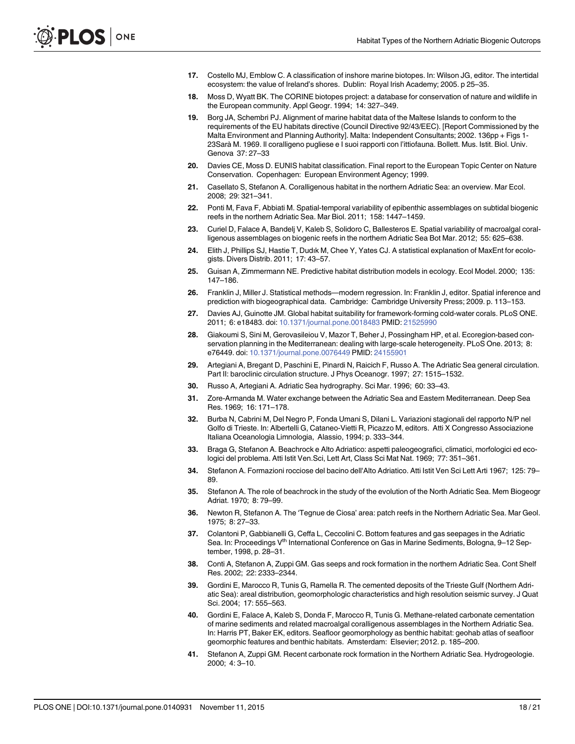17. Costello MJ, Emblow C. A classification of inshore marine biotopes. In: Wilson JG, editor. The intertidal ecosystem: the value of Ireland's shores. Dublin: Royal Irish Academy; 2005. p 25–35.
18. Moss D, Wyatt BK. The CORINE biotopes project: a database for conservation of nature and wildlife in the European community. Appl Geogr. 1994; 14: 327–349.
19. Borg JA, Schembri PJ. Alignment of marine habitat data of the Maltese Islands to conform to the requirements of the EU habitats directive (Council Directive 92/43/EEC). [Report Commissioned by the Malta Environment and Planning Authority]. Malta: Independent Consultants; 2002. 136pp + Figs 1-23Sarà M. 1969. Il coralligeno pugliese e I suoi rapporti con l'ittiofauna. Bollett. Mus. Istit. Biol. Univ. Genova 37: 27–33
20. Davies CE, Moss D. EUNIS habitat classification. Final report to the European Topic Center on Nature Conservation. Copenhagen: European Environment Agency; 1999.
21. Casellato S, Stefanon A. Coralligenous habitat in the northern Adriatic Sea: an overview. Mar Ecol. 2008; 29: 321–341.
22. Ponti M, Fava F, Abbiati M. Spatial-temporal variability of epibenthic assemblages on subtidal biogenic reefs in the northern Adriatic Sea. Mar Biol. 2011; 158: 1447–1459.
23. Curiel D, Falace A, Bandelj V, Kaleb S, Solidoro C, Ballesteros E. Spatial variability of macroalgal coralligenous assemblages on biogenic reefs in the northern Adriatic Sea Bot Mar. 2012; 55: 625–638.
24. Elith J, Phillips SJ, Hastie T, Dudık M, Chee Y, Yates CJ. A statistical explanation of MaxEnt for ecologists. Divers Distrib. 2011; 17: 43–57.
25. Guisan A, Zimmermann NE. Predictive habitat distribution models in ecology. Ecol Model. 2000; 135: 147–186.
26. Franklin J, Miller J. Statistical methods—modern regression. In: Franklin J, editor. Spatial inference and prediction with biogeographical data. Cambridge: Cambridge University Press; 2009. p. 113–153.
27. Davies AJ, Guinotte JM. Global habitat suitability for framework-forming cold-water corals. PLoS ONE. 2011; 6: e18483. doi: 10.1371/journal.pone.0018483 PMID: 21525990
28. Giakoumi S, Sini M, Gerovasileiou V, Mazor T, Beher J, Possingham HP, et al. Ecoregion-based conservation planning in the Mediterranean: dealing with large-scale heterogeneity. PLoS One. 2013; 8: e76449. doi: 10.1371/journal.pone.0076449 PMID: 24155901
29. Artegiani A, Bregant D, Paschini E, Pinardi N, Raicich F, Russo A. The Adriatic Sea general circulation. Part II: baroclinic circulation structure. J Phys Oceanogr. 1997; 27: 1515–1532.
30. Russo A, Artegiani A. Adriatic Sea hydrography. Sci Mar. 1996; 60: 33–43.
31. Zore-Armanda M. Water exchange between the Adriatic Sea and Eastern Mediterranean. Deep Sea Res. 1969; 16: 171–178.
32. Burba N, Cabrini M, Del Negro P, Fonda Umani S, Dilani L. Variazioni stagionali del rapporto N/P nel Golfo di Trieste. In: Albertelli G, Cataneo-Vietti R, Picazzo M, editors. Atti X Congresso Associazione Italiana Oceanologia Limnologia, Alassio, 1994; p. 333–344.
33. Braga G, Stefanon A. Beachrock e Alto Adriatico: aspetti paleogeografici, climatici, morfologici ed ecologici del problema. Atti Istit Ven.Sci, Lett Art, Class Sci Mat Nat. 1969; 77: 351–361.
34. Stefanon A. Formazioni rocciose del bacino dell'Alto Adriatico. Atti Istit Ven Sci Lett Arti 1967; 125: 79–89.
35. Stefanon A. The role of beachrock in the study of the evolution of the North Adriatic Sea. Mem Biogeogr Adriat. 1970; 8: 79–99.
36. Newton R, Stefanon A. The 'Tegnue de Ciosa' area: patch reefs in the Northern Adriatic Sea. Mar Geol. 1975; 8: 27–33.
37. Colantoni P, Gabbianelli G, Ceffa L, Ceccolini C. Bottom features and gas seepages in the Adriatic Sea. In: Proceedings V[th] International Conference on Gas in Marine Sediments, Bologna, 9–12 September, 1998, p. 28–31.
38. Conti A, Stefanon A, Zuppi GM. Gas seeps and rock formation in the northern Adriatic Sea. Cont Shelf Res. 2002; 22: 2333–2344.
39. Gordini E, Marocco R, Tunis G, Ramella R. The cemented deposits of the Trieste Gulf (Northern Adriatic Sea): areal distribution, geomorphologic characteristics and high resolution seismic survey. J Quat Sci. 2004; 17: 555–563.
40. Gordini E, Falace A, Kaleb S, Donda F, Marocco R, Tunis G. Methane-related carbonate cementation of marine sediments and related macroalgal coralligenous assemblages in the Northern Adriatic Sea. In: Harris PT, Baker EK, editors. Seafloor geomorphology as benthic habitat: geohab atlas of seafloor geomorphic features and benthic habitats. Amsterdam: Elsevier; 2012. p. 185–200.
41. Stefanon A, Zuppi GM. Recent carbonate rock formation in the Northern Adriatic Sea. Hydrogeologie. 2000; 4: 3–10.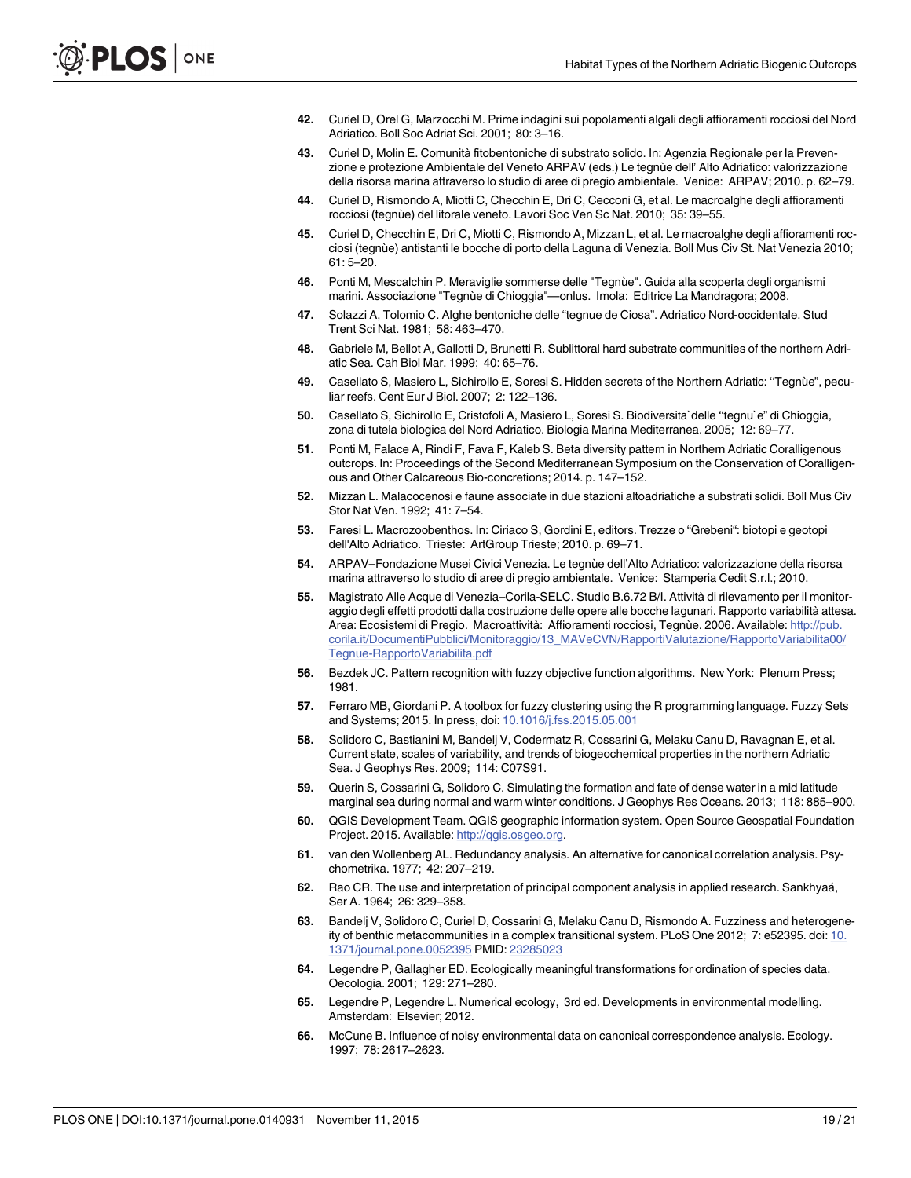42. Curiel D, Orel G, Marzocchi M. Prime indagini sui popolamenti algali degli affioramenti rocciosi del Nord Adriatico. Boll Soc Adriat Sci. 2001; 80: 3–16.

43. Curiel D, Molin E. Comunità fitobentoniche di substrato solido. In: Agenzia Regionale per la Prevenzione e protezione Ambientale del Veneto ARPAV (eds.) Le tegnùe dell' Alto Adriatico: valorizzazione della risorsa marina attraverso lo studio di aree di pregio ambientale. Venice: ARPAV; 2010. p. 62–79.

44. Curiel D, Rismondo A, Miotti C, Checchin E, Dri C, Cecconi G, et al. Le macroalghe degli affioramenti rocciosi (tegnùe) del litorale veneto. Lavori Soc Ven Sc Nat. 2010; 35: 39–55.

45. Curiel D, Checchin E, Dri C, Miotti C, Rismondo A, Mizzan L, et al. Le macroalghe degli affioramenti rocciosi (tegnùe) antistanti le bocche di porto della Laguna di Venezia. Boll Mus Civ St. Nat Venezia 2010; 61: 5–20.

46. Ponti M, Mescalchin P. Meraviglie sommerse delle "Tegnùe". Guida alla scoperta degli organismi marini. Associazione "Tegnùe di Chioggia"—onlus. Imola: Editrice La Mandragora; 2008.

47. Solazzi A, Tolomio C. Alghe bentoniche delle "tegnue de Ciosa". Adriatico Nord-occidentale. Stud Trent Sci Nat. 1981; 58: 463–470.

48. Gabriele M, Bellot A, Gallotti D, Brunetti R. Sublittoral hard substrate communities of the northern Adriatic Sea. Cah Biol Mar. 1999; 40: 65–76.

49. Casellato S, Masiero L, Sichirollo E, Soresi S. Hidden secrets of the Northern Adriatic: ''Tegnùe", peculiar reefs. Cent Eur J Biol. 2007; 2: 122–136.

50. Casellato S, Sichirollo E, Cristofoli A, Masiero L, Soresi S. Biodiversita`delle ''tegnu`e" di Chioggia, zona di tutela biologica del Nord Adriatico. Biologia Marina Mediterranea. 2005; 12: 69–77.

51. Ponti M, Falace A, Rindi F, Fava F, Kaleb S. Beta diversity pattern in Northern Adriatic Coralligenous outcrops. In: Proceedings of the Second Mediterranean Symposium on the Conservation of Coralligenous and Other Calcareous Bio-concretions; 2014. p. 147–152.

52. Mizzan L. Malacocenosi e faune associate in due stazioni altoadriatiche a substrati solidi. Boll Mus Civ Stor Nat Ven. 1992; 41: 7–54.

53. Faresi L. Macrozoobenthos. In: Ciriaco S, Gordini E, editors. Trezze o "Grebeni": biotopi e geotopi dell'Alto Adriatico. Trieste: ArtGroup Trieste; 2010. p. 69–71.

54. ARPAV–Fondazione Musei Civici Venezia. Le tegnùe dell'Alto Adriatico: valorizzazione della risorsa marina attraverso lo studio di aree di pregio ambientale. Venice: Stamperia Cedit S.r.l.; 2010.

55. Magistrato Alle Acque di Venezia–Corila-SELC. Studio B.6.72 B/I. Attività di rilevamento per il monitoraggio degli effetti prodotti dalla costruzione delle opere alle bocche lagunari. Rapporto variabilità attesa. Area: Ecosistemi di Pregio. Macroattività: Affioramenti rocciosi, Tegnùe. 2006. Available: http://pub.corila.it/DocumentiPubblici/Monitoraggio/13_MAVeCVN/RapportiValutazione/RapportoVariabilita00/Tegnue-RapportoVariabilita.pdf

56. Bezdek JC. Pattern recognition with fuzzy objective function algorithms. New York: Plenum Press; 1981.

57. Ferraro MB, Giordani P. A toolbox for fuzzy clustering using the R programming language. Fuzzy Sets and Systems; 2015. In press, doi: 10.1016/j.fss.2015.05.001

58. Solidoro C, Bastianini M, Bandelj V, Codermatz R, Cossarini G, Melaku Canu D, Ravagnan E, et al. Current state, scales of variability, and trends of biogeochemical properties in the northern Adriatic Sea. J Geophys Res. 2009; 114: C07S91.

59. Querin S, Cossarini G, Solidoro C. Simulating the formation and fate of dense water in a mid latitude marginal sea during normal and warm winter conditions. J Geophys Res Oceans. 2013; 118: 885–900.

60. QGIS Development Team. QGIS geographic information system. Open Source Geospatial Foundation Project. 2015. Available: http://qgis.osgeo.org.

61. van den Wollenberg AL. Redundancy analysis. An alternative for canonical correlation analysis. Psychometrika. 1977; 42: 207–219.

62. Rao CR. The use and interpretation of principal component analysis in applied research. Sankhyaá, Ser A. 1964; 26: 329–358.

63. Bandelj V, Solidoro C, Curiel D, Cossarini G, Melaku Canu D, Rismondo A. Fuzziness and heterogeneity of benthic metacommunities in a complex transitional system. PLoS One 2012; 7: e52395. doi: 10.1371/journal.pone.0052395 PMID: 23285023

64. Legendre P, Gallagher ED. Ecologically meaningful transformations for ordination of species data. Oecologia. 2001; 129: 271–280.

65. Legendre P, Legendre L. Numerical ecology, 3rd ed. Developments in environmental modelling. Amsterdam: Elsevier; 2012.

66. McCune B. Influence of noisy environmental data on canonical correspondence analysis. Ecology. 1997; 78: 2617–2623.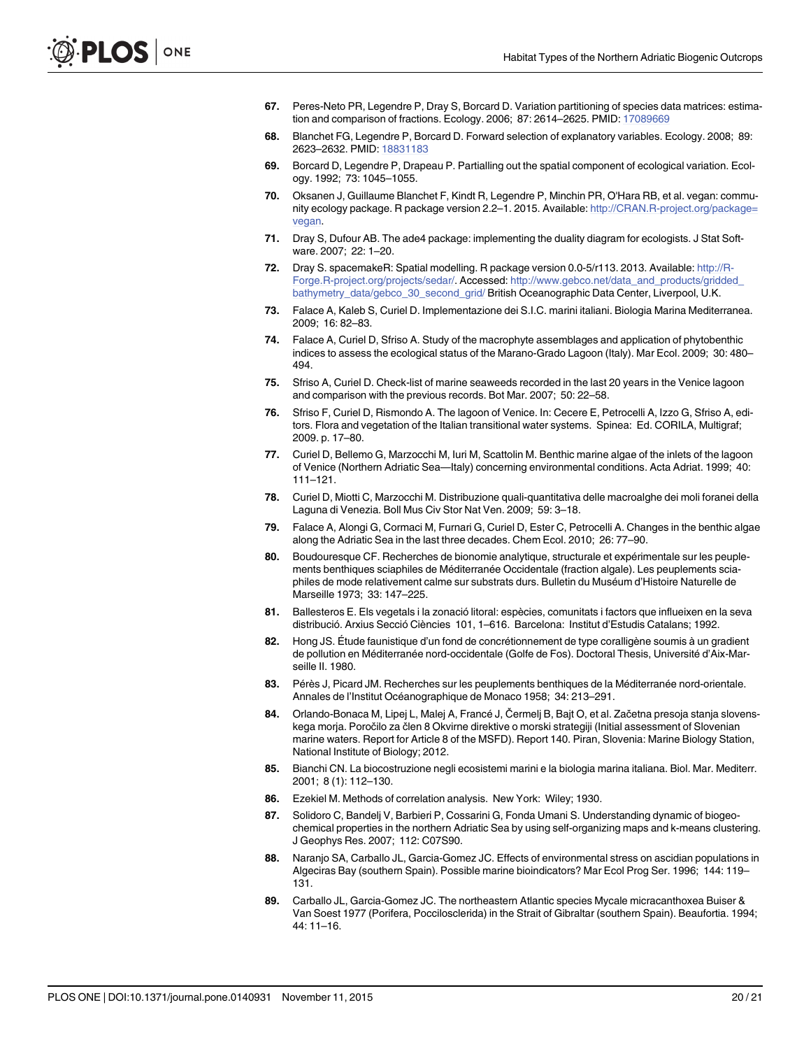67. Peres-Neto PR, Legendre P, Dray S, Borcard D. Variation partitioning of species data matrices: estimation and comparison of fractions. Ecology. 2006; 87: 2614–2625. PMID: 17089669

68. Blanchet FG, Legendre P, Borcard D. Forward selection of explanatory variables. Ecology. 2008; 89: 2623–2632. PMID: 18831183

69. Borcard D, Legendre P, Drapeau P. Partialling out the spatial component of ecological variation. Ecology. 1992; 73: 1045–1055.

70. Oksanen J, Guillaume Blanchet F, Kindt R, Legendre P, Minchin PR, O'Hara RB, et al. vegan: community ecology package. R package version 2.2–1. 2015. Available: http://CRAN.R-project.org/package=vegan.

71. Dray S, Dufour AB. The ade4 package: implementing the duality diagram for ecologists. J Stat Software. 2007; 22: 1–20.

72. Dray S. spacemakeR: Spatial modelling. R package version 0.0-5/r113. 2013. Available: http://R-Forge.R-project.org/projects/sedar/. Accessed: http://www.gebco.net/data_and_products/gridded_bathymetry_data/gebco_30_second_grid/ British Oceanographic Data Center, Liverpool, U.K.

73. Falace A, Kaleb S, Curiel D. Implementazione dei S.I.C. marini italiani. Biologia Marina Mediterranea. 2009; 16: 82–83.

74. Falace A, Curiel D, Sfriso A. Study of the macrophyte assemblages and application of phytobenthic indices to assess the ecological status of the Marano-Grado Lagoon (Italy). Mar Ecol. 2009; 30: 480–494.

75. Sfriso A, Curiel D. Check-list of marine seaweeds recorded in the last 20 years in the Venice lagoon and comparison with the previous records. Bot Mar. 2007; 50: 22–58.

76. Sfriso F, Curiel D, Rismondo A. The lagoon of Venice. In: Cecere E, Petrocelli A, Izzo G, Sfriso A, editors. Flora and vegetation of the Italian transitional water systems. Spinea: Ed. CORILA, Multigraf; 2009. p. 17–80.

77. Curiel D, Bellemo G, Marzocchi M, Iuri M, Scattolin M. Benthic marine algae of the inlets of the lagoon of Venice (Northern Adriatic Sea—Italy) concerning environmental conditions. Acta Adriat. 1999; 40: 111–121.

78. Curiel D, Miotti C, Marzocchi M. Distribuzione quali-quantitativa delle macroalghe dei moli foranei della Laguna di Venezia. Boll Mus Civ Stor Nat Ven. 2009; 59: 3–18.

79. Falace A, Alongi G, Cormaci M, Furnari G, Curiel D, Ester C, Petrocelli A. Changes in the benthic algae along the Adriatic Sea in the last three decades. Chem Ecol. 2010; 26: 77–90.

80. Boudouresque CF. Recherches de bionomie analytique, structurale et expérimentale sur les peuplements benthiques sciaphiles de Méditerranée Occidentale (fraction algale). Les peuplements sciaphiles de mode relativement calme sur substrats durs. Bulletin du Muséum d'Histoire Naturelle de Marseille 1973; 33: 147–225.

81. Ballesteros E. Els vegetals i la zonació litoral: espècies, comunitats i factors que influeixen en la seva distribució. Arxius Secció Ciències 101, 1–616. Barcelona: Institut d'Estudis Catalans; 1992.

82. Hong JS. Étude faunistique d'un fond de concrétionnement de type coralligène soumis à un gradient de pollution en Méditerranée nord-occidentale (Golfe de Fos). Doctoral Thesis, Université d'Aix-Marseille II. 1980.

83. Pérès J, Picard JM. Recherches sur les peuplements benthiques de la Méditerranée nord-orientale. Annales de l'Institut Océanographique de Monaco 1958; 34: 213–291.

84. Orlando-Bonaca M, Lipej L, Malej A, Francé J, Čermelj B, Bajt O, et al. Začetna presoja stanja slovenskega morja. Poročilo za člen 8 Okvirne direktive o morski strategiji (Initial assessment of Slovenian marine waters. Report for Article 8 of the MSFD). Report 140. Piran, Slovenia: Marine Biology Station, National Institute of Biology; 2012.

85. Bianchi CN. La biocostruzione negli ecosistemi marini e la biologia marina italiana. Biol. Mar. Mediterr. 2001; 8 (1): 112–130.

86. Ezekiel M. Methods of correlation analysis. New York: Wiley; 1930.

87. Solidoro C, Bandelj V, Barbieri P, Cossarini G, Fonda Umani S. Understanding dynamic of biogeochemical properties in the northern Adriatic Sea by using self-organizing maps and k-means clustering. J Geophys Res. 2007; 112: C07S90.

88. Naranjo SA, Carballo JL, Garcia-Gomez JC. Effects of environmental stress on ascidian populations in Algeciras Bay (southern Spain). Possible marine bioindicators? Mar Ecol Prog Ser. 1996; 144: 119–131.

89. Carballo JL, Garcia-Gomez JC. The northeastern Atlantic species Mycale micracanthoxea Buiser & Van Soest 1977 (Porifera, Poccilosclerida) in the Strait of Gibraltar (southern Spain). Beaufortia. 1994; 44: 11–16.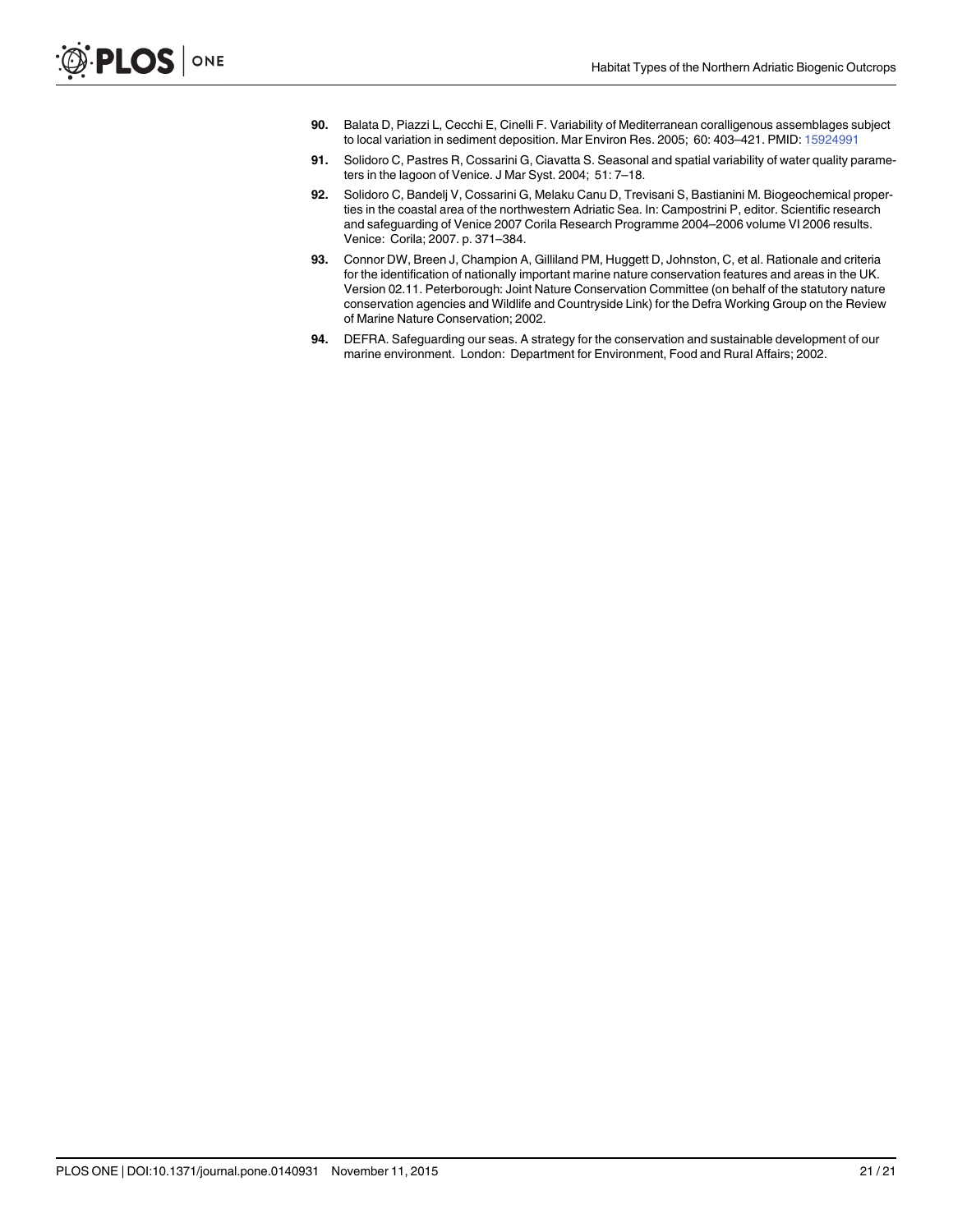90. Balata D, Piazzi L, Cecchi E, Cinelli F. Variability of Mediterranean coralligenous assemblages subject to local variation in sediment deposition. Mar Environ Res. 2005; 60: 403–421. PMID: 15924991

91. Solidoro C, Pastres R, Cossarini G, Ciavatta S. Seasonal and spatial variability of water quality parameters in the lagoon of Venice. J Mar Syst. 2004; 51: 7–18.

92. Solidoro C, Bandelj V, Cossarini G, Melaku Canu D, Trevisani S, Bastianini M. Biogeochemical properties in the coastal area of the northwestern Adriatic Sea. In: Campostrini P, editor. Scientific research and safeguarding of Venice 2007 Corila Research Programme 2004–2006 volume VI 2006 results. Venice: Corila; 2007. p. 371–384.

93. Connor DW, Breen J, Champion A, Gilliland PM, Huggett D, Johnston, C, et al. Rationale and criteria for the identification of nationally important marine nature conservation features and areas in the UK. Version 02.11. Peterborough: Joint Nature Conservation Committee (on behalf of the statutory nature conservation agencies and Wildlife and Countryside Link) for the Defra Working Group on the Review of Marine Nature Conservation; 2002.

94. DEFRA. Safeguarding our seas. A strategy for the conservation and sustainable development of our marine environment. London: Department for Environment, Food and Rural Affairs; 2002.